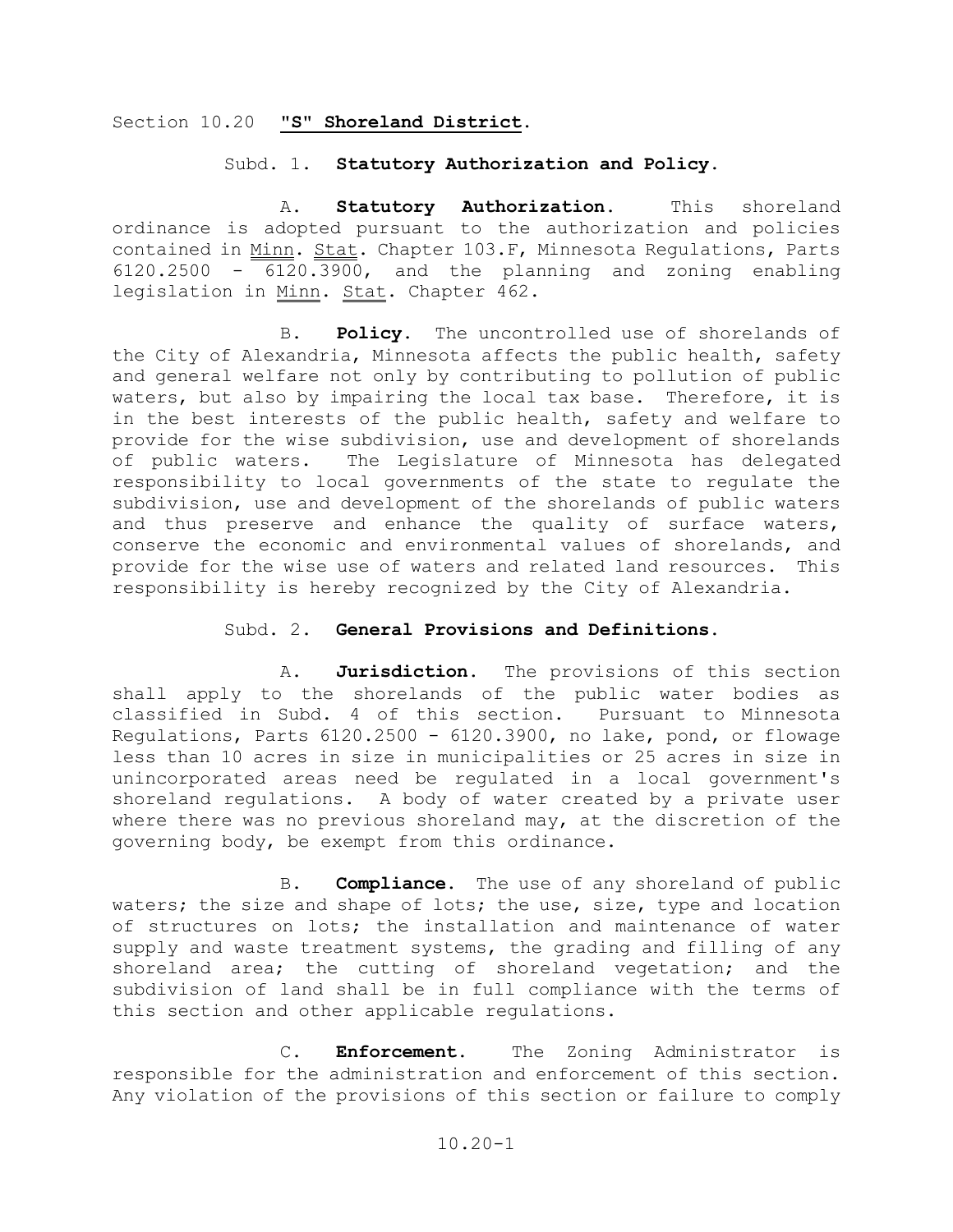# Section 10.20 **"S" Shoreland District.**

## Subd. 1. **Statutory Authorization and Policy.**

A. **Statutory Authorization.** This shoreland ordinance is adopted pursuant to the authorization and policies contained in Minn. Stat. Chapter 103.F, Minnesota Regulations, Parts 6120.2500 - 6120.3900, and the planning and zoning enabling legislation in Minn. Stat. Chapter 462.

B. **Policy.** The uncontrolled use of shorelands of the City of Alexandria, Minnesota affects the public health, safety and general welfare not only by contributing to pollution of public waters, but also by impairing the local tax base. Therefore, it is in the best interests of the public health, safety and welfare to provide for the wise subdivision, use and development of shorelands of public waters. The Legislature of Minnesota has delegated responsibility to local governments of the state to regulate the subdivision, use and development of the shorelands of public waters and thus preserve and enhance the quality of surface waters, conserve the economic and environmental values of shorelands, and provide for the wise use of waters and related land resources. This responsibility is hereby recognized by the City of Alexandria.

## Subd. 2. **General Provisions and Definitions.**

A. **Jurisdiction.** The provisions of this section shall apply to the shorelands of the public water bodies as classified in Subd. 4 of this section. Pursuant to Minnesota Regulations, Parts 6120.2500 - 6120.3900, no lake, pond, or flowage less than 10 acres in size in municipalities or 25 acres in size in unincorporated areas need be regulated in a local government's shoreland regulations. A body of water created by a private user where there was no previous shoreland may, at the discretion of the governing body, be exempt from this ordinance.

B. **Compliance.** The use of any shoreland of public waters; the size and shape of lots; the use, size, type and location of structures on lots; the installation and maintenance of water supply and waste treatment systems, the grading and filling of any shoreland area; the cutting of shoreland vegetation; and the subdivision of land shall be in full compliance with the terms of this section and other applicable regulations.

C. **Enforcement.** The Zoning Administrator is responsible for the administration and enforcement of this section. Any violation of the provisions of this section or failure to comply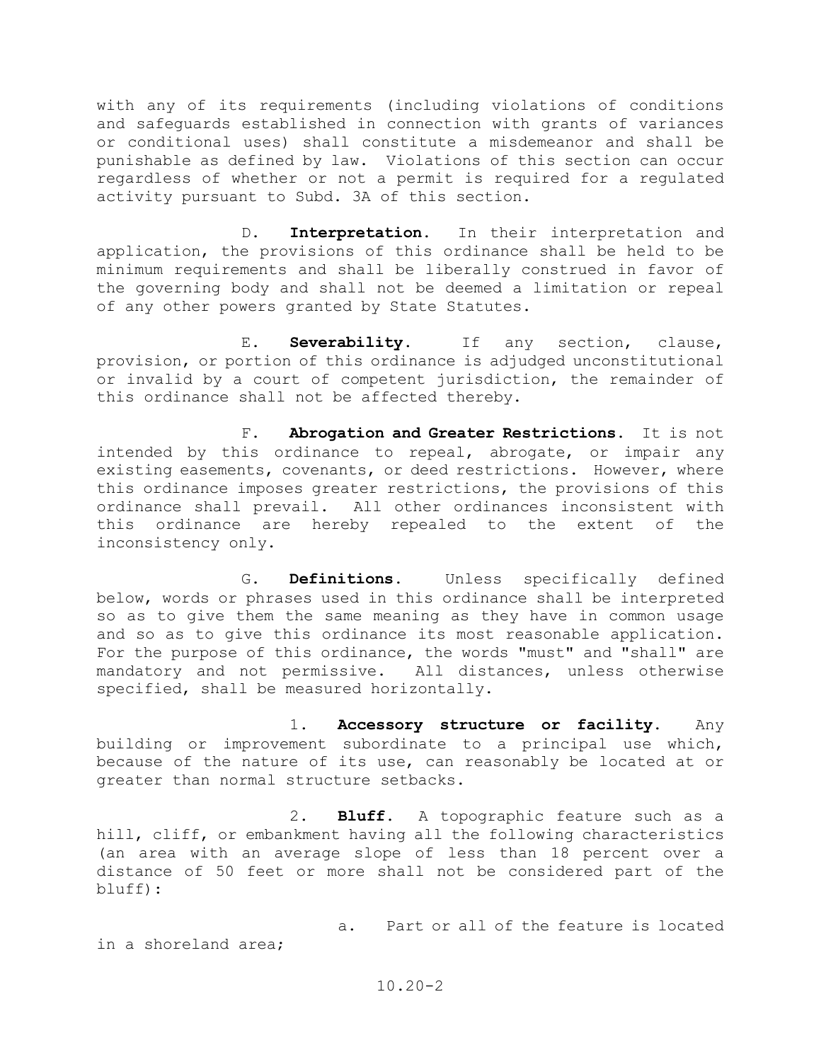with any of its requirements (including violations of conditions and safeguards established in connection with grants of variances or conditional uses) shall constitute a misdemeanor and shall be punishable as defined by law. Violations of this section can occur regardless of whether or not a permit is required for a regulated activity pursuant to Subd. 3A of this section.

D. **Interpretation.** In their interpretation and application, the provisions of this ordinance shall be held to be minimum requirements and shall be liberally construed in favor of the governing body and shall not be deemed a limitation or repeal of any other powers granted by State Statutes.

E. **Severability.** If any section, clause, provision, or portion of this ordinance is adjudged unconstitutional or invalid by a court of competent jurisdiction, the remainder of this ordinance shall not be affected thereby.

F. **Abrogation and Greater Restrictions.** It is not intended by this ordinance to repeal, abrogate, or impair any existing easements, covenants, or deed restrictions. However, where this ordinance imposes greater restrictions, the provisions of this ordinance shall prevail. All other ordinances inconsistent with this ordinance are hereby repealed to the extent of the inconsistency only.

G. **Definitions.** Unless specifically defined below, words or phrases used in this ordinance shall be interpreted so as to give them the same meaning as they have in common usage and so as to give this ordinance its most reasonable application. For the purpose of this ordinance, the words "must" and "shall" are mandatory and not permissive. All distances, unless otherwise specified, shall be measured horizontally.

1. **Accessory structure or facility.** Any building or improvement subordinate to a principal use which, because of the nature of its use, can reasonably be located at or greater than normal structure setbacks.

2. **Bluff.** A topographic feature such as a hill, cliff, or embankment having all the following characteristics (an area with an average slope of less than 18 percent over a distance of 50 feet or more shall not be considered part of the bluff):

a. Part or all of the feature is located in a shoreland area;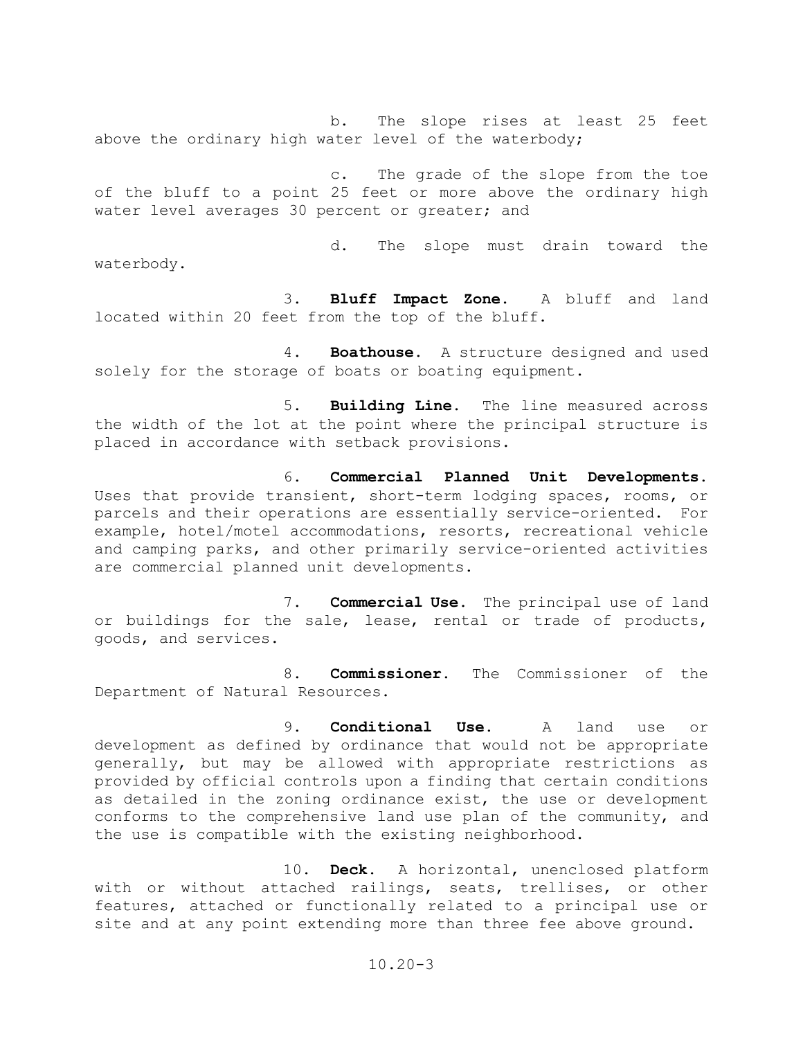b. The slope rises at least 25 feet above the ordinary high water level of the waterbody;

c. The grade of the slope from the toe of the bluff to a point 25 feet or more above the ordinary high water level averages 30 percent or greater; and

d. The slope must drain toward the waterbody.

3. **Bluff Impact Zone.** A bluff and land located within 20 feet from the top of the bluff.

4. **Boathouse.** A structure designed and used solely for the storage of boats or boating equipment.

5. **Building Line.** The line measured across the width of the lot at the point where the principal structure is placed in accordance with setback provisions.

6. **Commercial Planned Unit Developments.** Uses that provide transient, short-term lodging spaces, rooms, or parcels and their operations are essentially service-oriented. For example, hotel/motel accommodations, resorts, recreational vehicle and camping parks, and other primarily service-oriented activities are commercial planned unit developments.

7. **Commercial Use.** The principal use of land or buildings for the sale, lease, rental or trade of products, goods, and services.

8. **Commissioner.** The Commissioner of the Department of Natural Resources.

9. **Conditional Use.** A land use or development as defined by ordinance that would not be appropriate generally, but may be allowed with appropriate restrictions as provided by official controls upon a finding that certain conditions as detailed in the zoning ordinance exist, the use or development conforms to the comprehensive land use plan of the community, and the use is compatible with the existing neighborhood.

10. **Deck.** A horizontal, unenclosed platform with or without attached railings, seats, trellises, or other features, attached or functionally related to a principal use or site and at any point extending more than three fee above ground.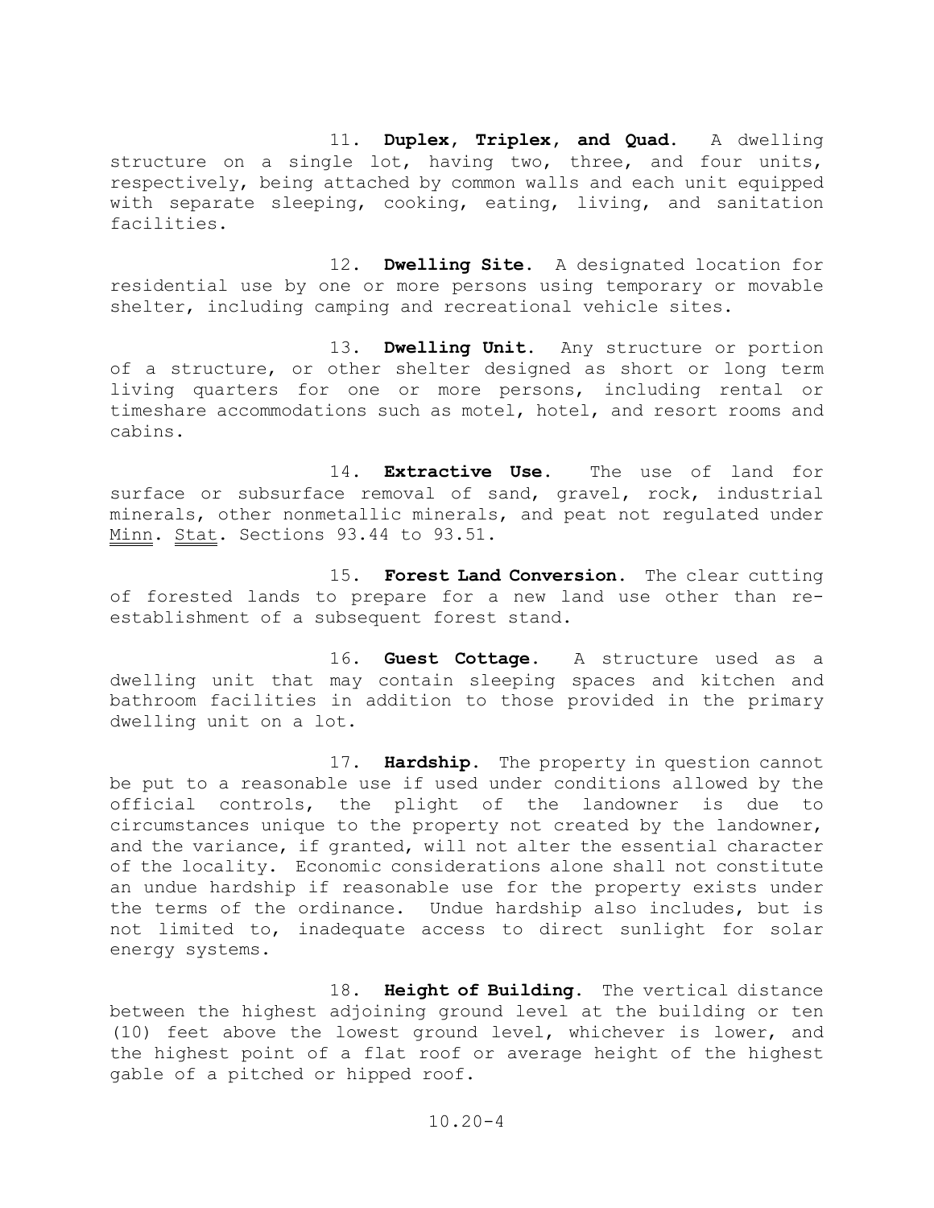11. **Duplex, Triplex, and Quad.** A dwelling structure on a single lot, having two, three, and four units, respectively, being attached by common walls and each unit equipped with separate sleeping, cooking, eating, living, and sanitation facilities.

12. **Dwelling Site.** A designated location for residential use by one or more persons using temporary or movable shelter, including camping and recreational vehicle sites.

13. **Dwelling Unit.** Any structure or portion of a structure, or other shelter designed as short or long term living quarters for one or more persons, including rental or timeshare accommodations such as motel, hotel, and resort rooms and cabins.

14. **Extractive Use.** The use of land for surface or subsurface removal of sand, gravel, rock, industrial minerals, other nonmetallic minerals, and peat not regulated under Minn. Stat. Sections 93.44 to 93.51.

15. **Forest Land Conversion.** The clear cutting of forested lands to prepare for a new land use other than re-establishment of a subsequent forest stand.

16. **Guest Cottage.** A structure used as a dwelling unit that may contain sleeping spaces and kitchen and bathroom facilities in addition to those provided in the primary dwelling unit on a lot.

17. **Hardship.** The property in question cannot be put to a reasonable use if used under conditions allowed by the official controls, the plight of the landowner is due to circumstances unique to the property not created by the landowner, and the variance, if granted, will not alter the essential character of the locality. Economic considerations alone shall not constitute an undue hardship if reasonable use for the property exists under the terms of the ordinance. Undue hardship also includes, but is not limited to, inadequate access to direct sunlight for solar energy systems.

18. **Height of Building.** The vertical distance between the highest adjoining ground level at the building or ten (10) feet above the lowest ground level, whichever is lower, and the highest point of a flat roof or average height of the highest gable of a pitched or hipped roof.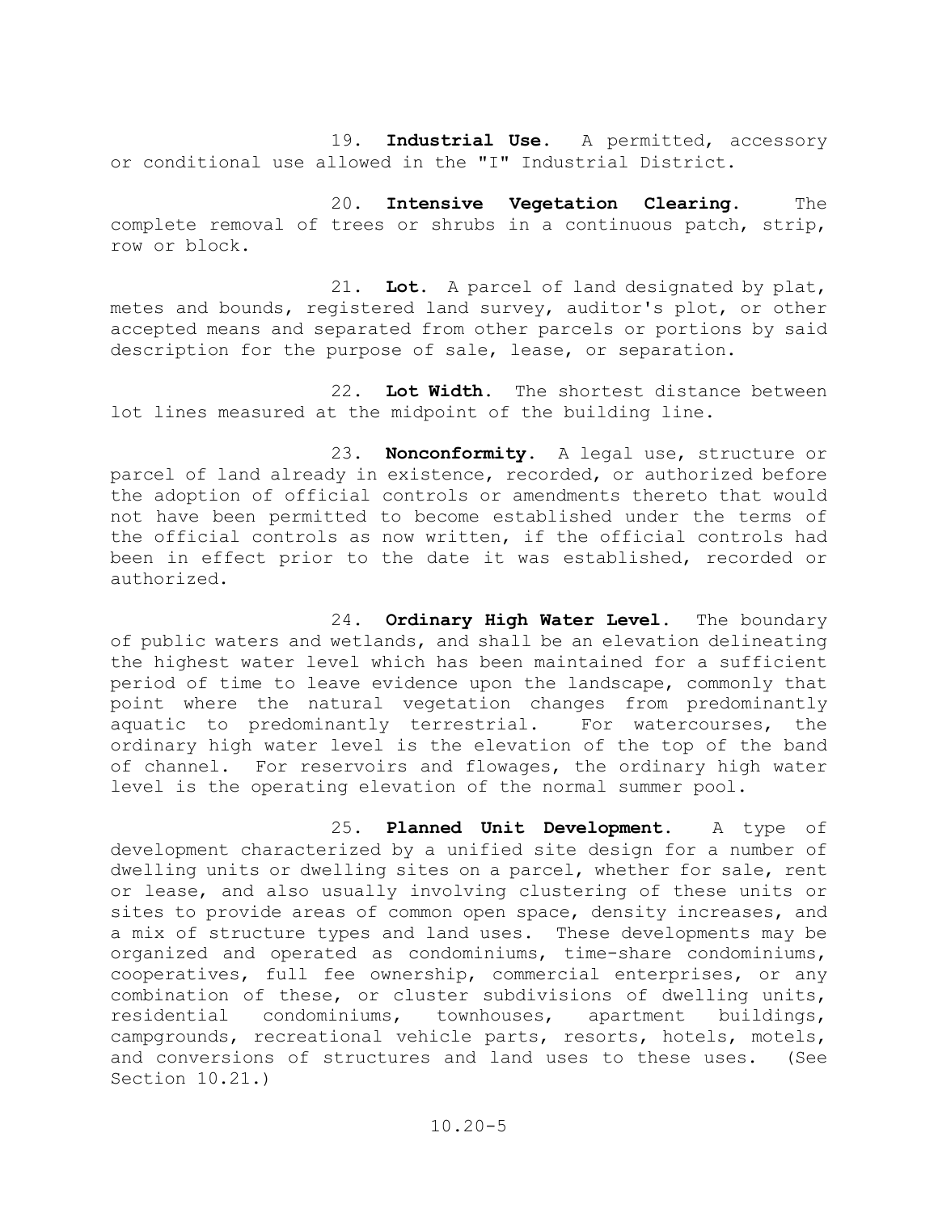19. **Industrial Use.** A permitted, accessory or conditional use allowed in the "I" Industrial District.

20. **Intensive Vegetation Clearing.** The complete removal of trees or shrubs in a continuous patch, strip, row or block.

21. **Lot.** A parcel of land designated by plat, metes and bounds, registered land survey, auditor's plot, or other accepted means and separated from other parcels or portions by said description for the purpose of sale, lease, or separation.

22. **Lot Width.** The shortest distance between lot lines measured at the midpoint of the building line.

23. **Nonconformity.** A legal use, structure or parcel of land already in existence, recorded, or authorized before the adoption of official controls or amendments thereto that would not have been permitted to become established under the terms of the official controls as now written, if the official controls had been in effect prior to the date it was established, recorded or authorized.

24. **Ordinary High Water Level.** The boundary of public waters and wetlands, and shall be an elevation delineating the highest water level which has been maintained for a sufficient period of time to leave evidence upon the landscape, commonly that point where the natural vegetation changes from predominantly aquatic to predominantly terrestrial. For watercourses, the ordinary high water level is the elevation of the top of the band of channel. For reservoirs and flowages, the ordinary high water level is the operating elevation of the normal summer pool.

25. **Planned Unit Development.** A type of development characterized by a unified site design for a number of dwelling units or dwelling sites on a parcel, whether for sale, rent or lease, and also usually involving clustering of these units or sites to provide areas of common open space, density increases, and a mix of structure types and land uses. These developments may be organized and operated as condominiums, time-share condominiums, cooperatives, full fee ownership, commercial enterprises, or any combination of these, or cluster subdivisions of dwelling units, residential condominiums, townhouses, apartment buildings, campgrounds, recreational vehicle parts, resorts, hotels, motels, and conversions of structures and land uses to these uses. (See Section 10.21.)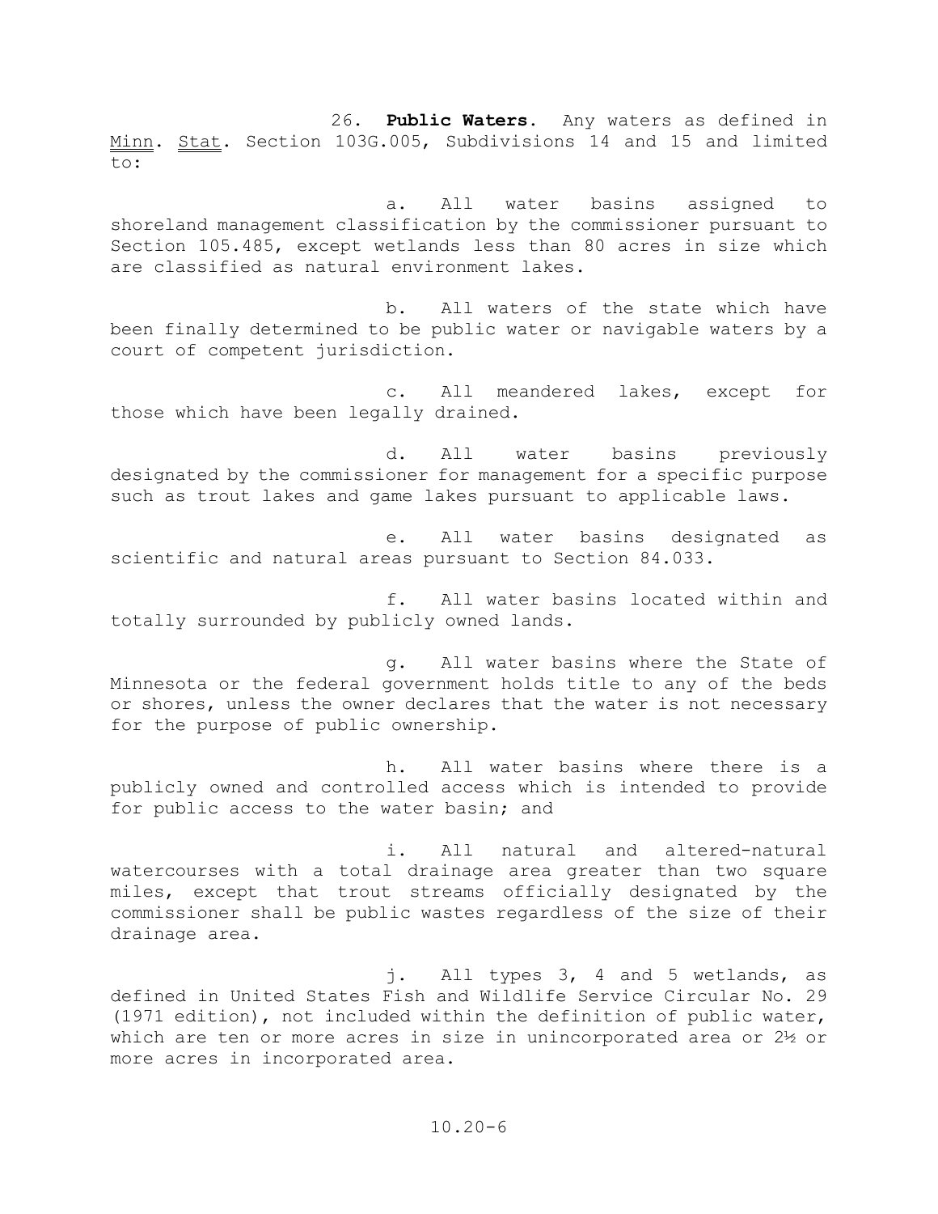26. **Public Waters.** Any waters as defined in Minn. Stat. Section 103G.005, Subdivisions 14 and 15 and limited to:

a. All water basins assigned to shoreland management classification by the commissioner pursuant to Section 105.485, except wetlands less than 80 acres in size which are classified as natural environment lakes.

b. All waters of the state which have been finally determined to be public water or navigable waters by a court of competent jurisdiction.

c. All meandered lakes, except for those which have been legally drained.

d. All water basins previously designated by the commissioner for management for a specific purpose such as trout lakes and game lakes pursuant to applicable laws.

e. All water basins designated as scientific and natural areas pursuant to Section 84.033.

f. All water basins located within and totally surrounded by publicly owned lands.

g. All water basins where the State of Minnesota or the federal government holds title to any of the beds or shores, unless the owner declares that the water is not necessary for the purpose of public ownership.

h. All water basins where there is a publicly owned and controlled access which is intended to provide for public access to the water basin; and

i. All natural and altered-natural watercourses with a total drainage area greater than two square miles, except that trout streams officially designated by the commissioner shall be public wastes regardless of the size of their drainage area.

j. All types 3, 4 and 5 wetlands, as defined in United States Fish and Wildlife Service Circular No. 29 (1971 edition), not included within the definition of public water, which are ten or more acres in size in unincorporated area or 2½ or more acres in incorporated area.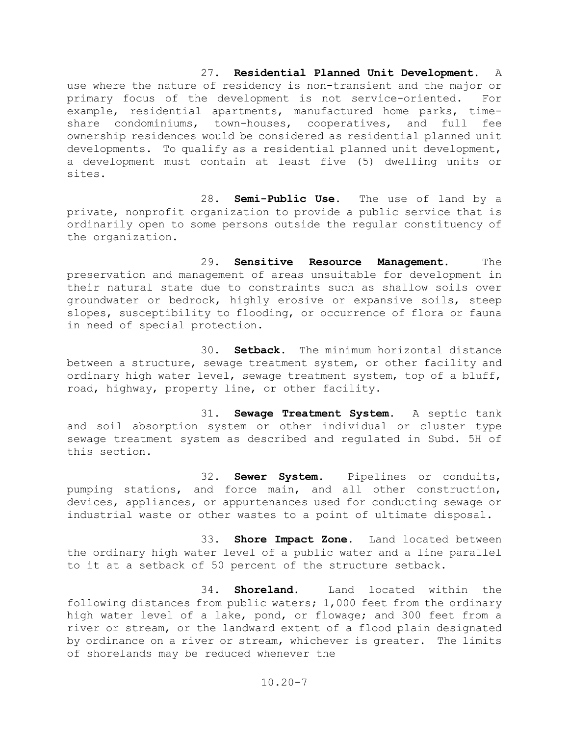27. **Residential Planned Unit Development.** A use where the nature of residency is non-transient and the major or primary focus of the development is not service-oriented. For example, residential apartments, manufactured home parks, time-share condominiums, town-houses, cooperatives, and full fee ownership residences would be considered as residential planned unit developments. To qualify as a residential planned unit development, a development must contain at least five (5) dwelling units or sites.

28. **Semi-Public Use.** The use of land by a private, nonprofit organization to provide a public service that is ordinarily open to some persons outside the regular constituency of the organization.

29. **Sensitive Resource Management.** The preservation and management of areas unsuitable for development in their natural state due to constraints such as shallow soils over groundwater or bedrock, highly erosive or expansive soils, steep slopes, susceptibility to flooding, or occurrence of flora or fauna in need of special protection.

30. **Setback.** The minimum horizontal distance between a structure, sewage treatment system, or other facility and ordinary high water level, sewage treatment system, top of a bluff, road, highway, property line, or other facility.

31. **Sewage Treatment System.** A septic tank and soil absorption system or other individual or cluster type sewage treatment system as described and regulated in Subd. 5H of this section.

32. **Sewer System.** Pipelines or conduits, pumping stations, and force main, and all other construction, devices, appliances, or appurtenances used for conducting sewage or industrial waste or other wastes to a point of ultimate disposal.

33. **Shore Impact Zone.** Land located between the ordinary high water level of a public water and a line parallel to it at a setback of 50 percent of the structure setback.

34. **Shoreland.** Land located within the following distances from public waters; 1,000 feet from the ordinary high water level of a lake, pond, or flowage; and 300 feet from a river or stream, or the landward extent of a flood plain designated by ordinance on a river or stream, whichever is greater. The limits of shorelands may be reduced whenever the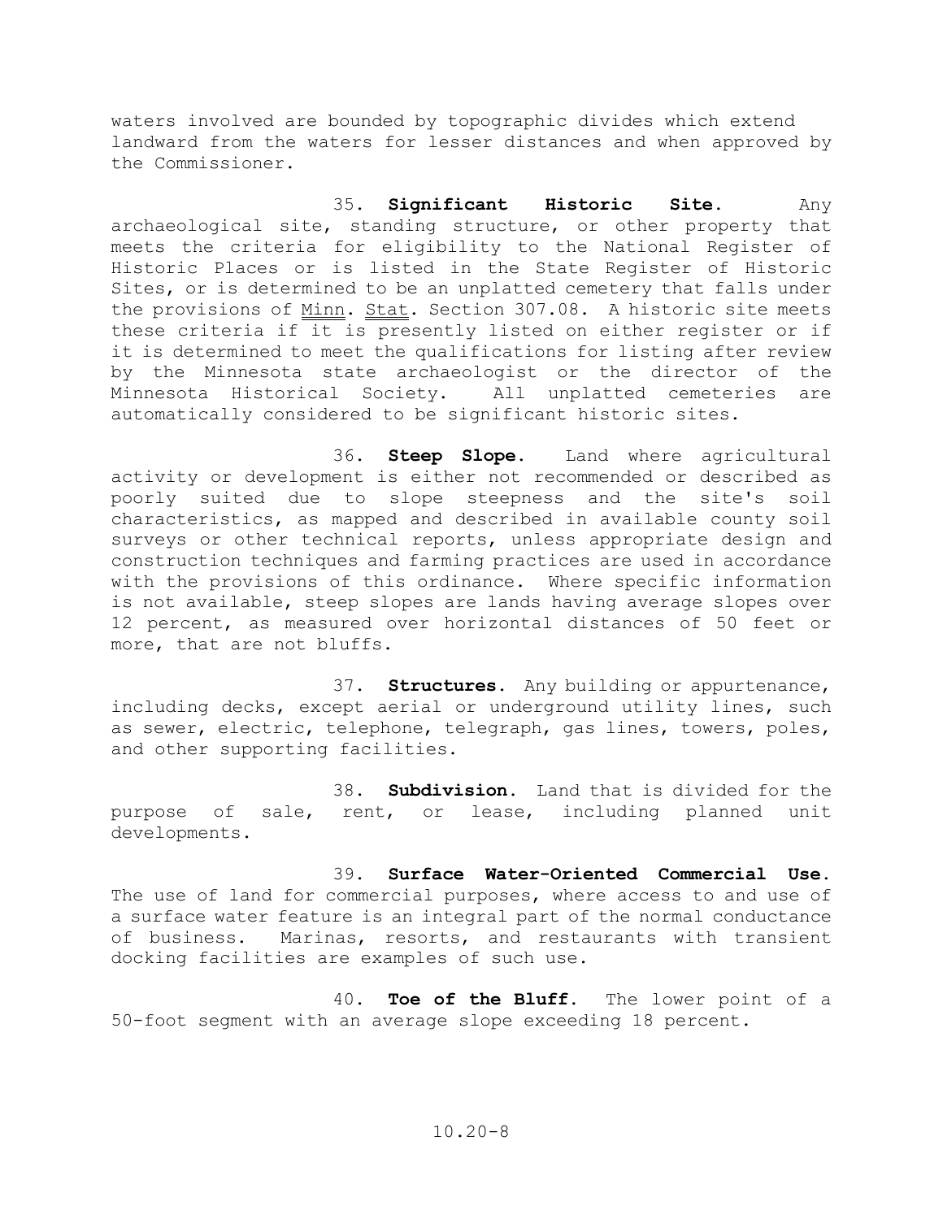waters involved are bounded by topographic divides which extend landward from the waters for lesser distances and when approved by the Commissioner.

35. **Significant Historic Site.** Any archaeological site, standing structure, or other property that meets the criteria for eligibility to the National Register of Historic Places or is listed in the State Register of Historic Sites, or is determined to be an unplatted cemetery that falls under the provisions of Minn. Stat. Section 307.08. A historic site meets these criteria if it is presently listed on either register or if it is determined to meet the qualifications for listing after review by the Minnesota state archaeologist or the director of the Minnesota Historical Society. All unplatted cemeteries are automatically considered to be significant historic sites.

36. **Steep Slope.** Land where agricultural activity or development is either not recommended or described as poorly suited due to slope steepness and the site's soil characteristics, as mapped and described in available county soil surveys or other technical reports, unless appropriate design and construction techniques and farming practices are used in accordance with the provisions of this ordinance. Where specific information is not available, steep slopes are lands having average slopes over 12 percent, as measured over horizontal distances of 50 feet or more, that are not bluffs.

37. **Structures.** Any building or appurtenance, including decks, except aerial or underground utility lines, such as sewer, electric, telephone, telegraph, gas lines, towers, poles, and other supporting facilities.

38. **Subdivision.** Land that is divided for the purpose of sale, rent, or lease, including planned unit developments.

39. **Surface Water-Oriented Commercial Use.** The use of land for commercial purposes, where access to and use of a surface water feature is an integral part of the normal conductance of business. Marinas, resorts, and restaurants with transient docking facilities are examples of such use.

40. **Toe of the Bluff.** The lower point of a 50-foot segment with an average slope exceeding 18 percent.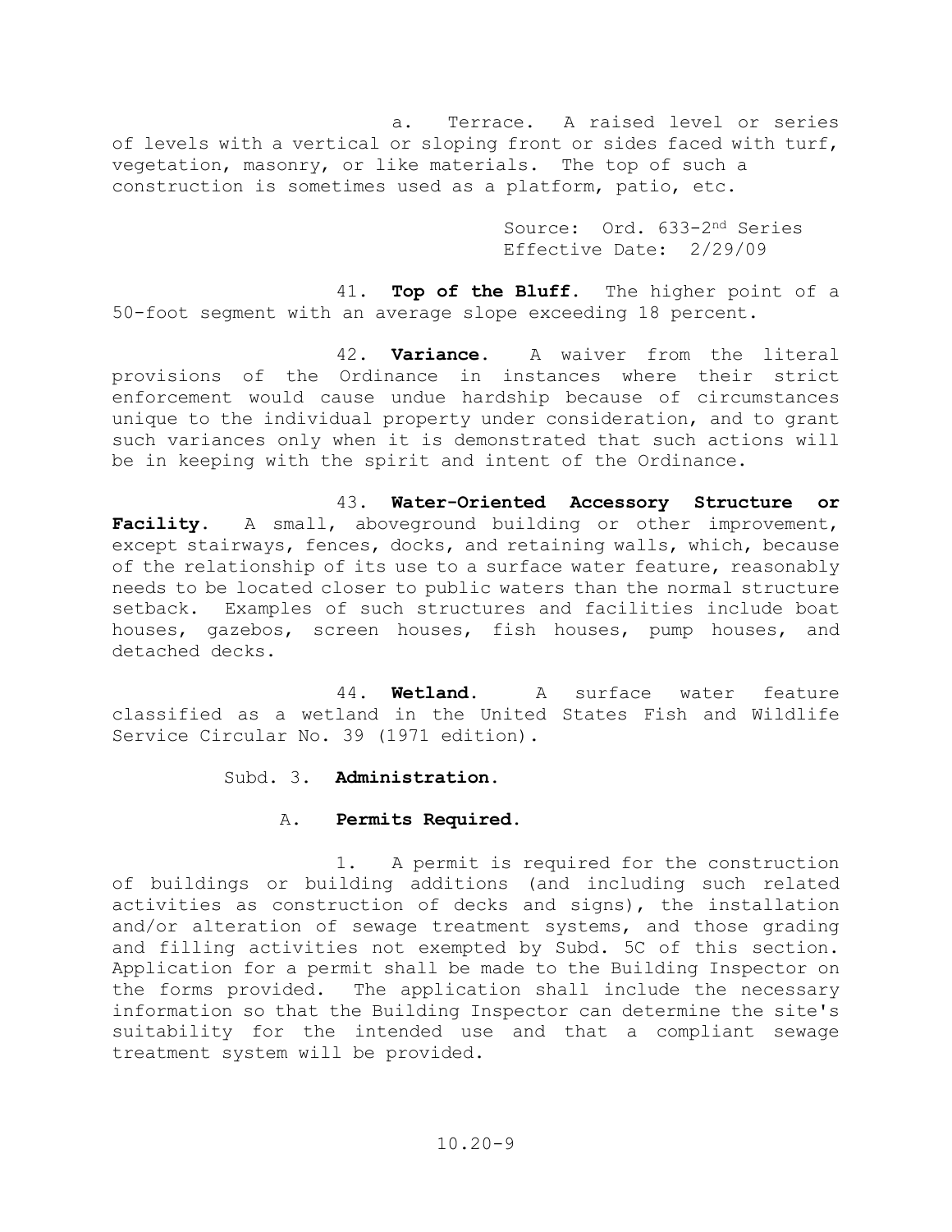a. Terrace. A raised level or series of levels with a vertical or sloping front or sides faced with turf, vegetation, masonry, or like materials. The top of such a construction is sometimes used as a platform, patio, etc.

Source: Ord. 633-2nd Series
Effective Date: 2/29/09

41. **Top of the Bluff.** The higher point of a 50-foot segment with an average slope exceeding 18 percent.

42. **Variance.** A waiver from the literal provisions of the Ordinance in instances where their strict enforcement would cause undue hardship because of circumstances unique to the individual property under consideration, and to grant such variances only when it is demonstrated that such actions will be in keeping with the spirit and intent of the Ordinance.

43. **Water-Oriented Accessory Structure or Facility.** A small, aboveground building or other improvement, except stairways, fences, docks, and retaining walls, which, because of the relationship of its use to a surface water feature, reasonably needs to be located closer to public waters than the normal structure setback. Examples of such structures and facilities include boat houses, gazebos, screen houses, fish houses, pump houses, and detached decks.

44. **Wetland.** A surface water feature classified as a wetland in the United States Fish and Wildlife Service Circular No. 39 (1971 edition).

Subd. 3. **Administration.**

A. **Permits Required.**

1. A permit is required for the construction of buildings or building additions (and including such related activities as construction of decks and signs), the installation and/or alteration of sewage treatment systems, and those grading and filling activities not exempted by Subd. 5C of this section. Application for a permit shall be made to the Building Inspector on the forms provided. The application shall include the necessary information so that the Building Inspector can determine the site's suitability for the intended use and that a compliant sewage treatment system will be provided.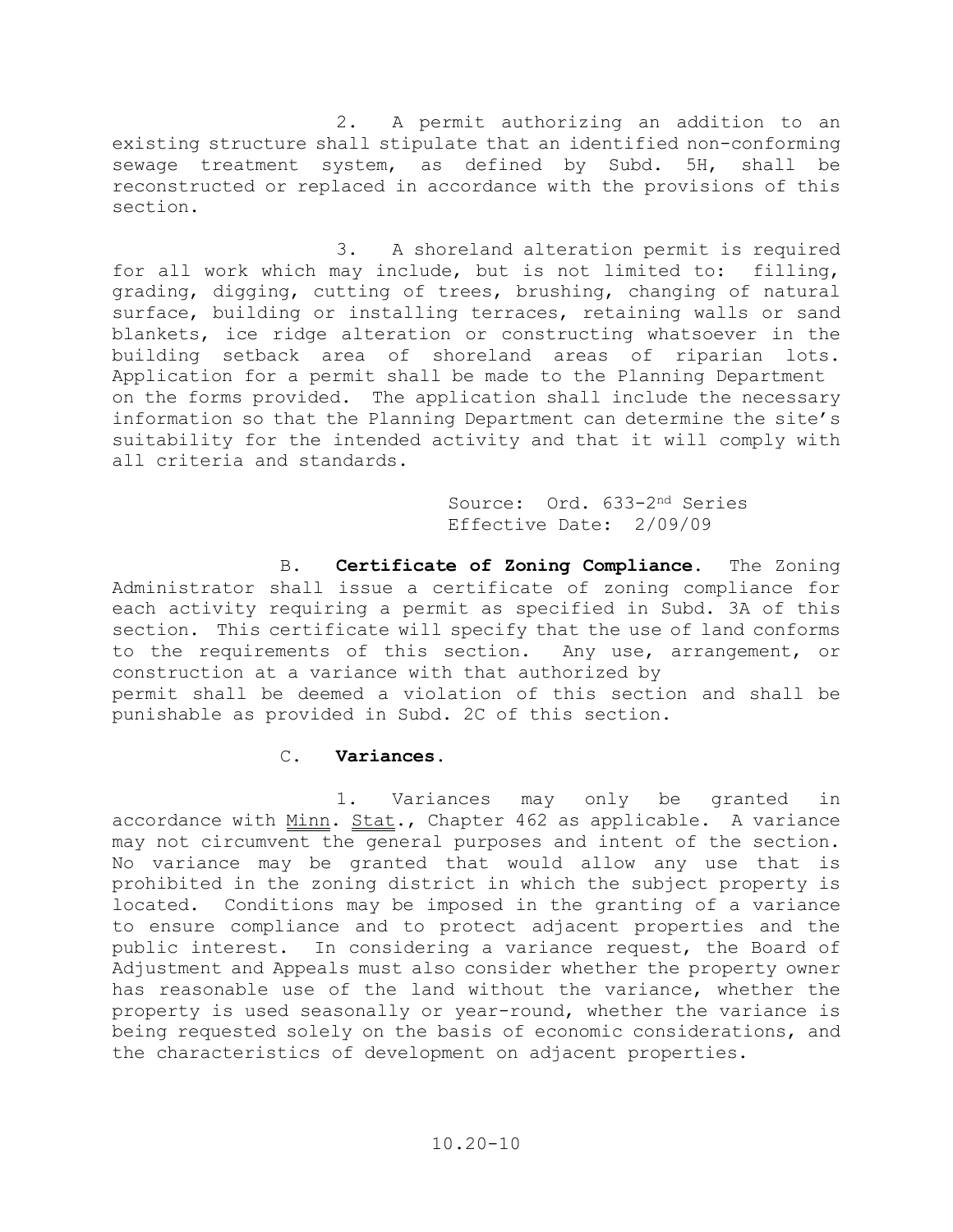2. A permit authorizing an addition to an existing structure shall stipulate that an identified non-conforming sewage treatment system, as defined by Subd. 5H, shall be reconstructed or replaced in accordance with the provisions of this section.

3. A shoreland alteration permit is required for all work which may include, but is not limited to: filling, grading, digging, cutting of trees, brushing, changing of natural surface, building or installing terraces, retaining walls or sand blankets, ice ridge alteration or constructing whatsoever in the building setback area of shoreland areas of riparian lots. Application for a permit shall be made to the Planning Department on the forms provided. The application shall include the necessary information so that the Planning Department can determine the site's suitability for the intended activity and that it will comply with all criteria and standards.

Source: Ord. 633-2nd Series
Effective Date: 2/09/09

B. **Certificate of Zoning Compliance.** The Zoning Administrator shall issue a certificate of zoning compliance for each activity requiring a permit as specified in Subd. 3A of this section. This certificate will specify that the use of land conforms to the requirements of this section. Any use, arrangement, or construction at a variance with that authorized by permit shall be deemed a violation of this section and shall be punishable as provided in Subd. 2C of this section.

C. **Variances.**

1. Variances may only be granted in accordance with Minn. Stat., Chapter 462 as applicable. A variance may not circumvent the general purposes and intent of the section. No variance may be granted that would allow any use that is prohibited in the zoning district in which the subject property is located. Conditions may be imposed in the granting of a variance to ensure compliance and to protect adjacent properties and the public interest. In considering a variance request, the Board of Adjustment and Appeals must also consider whether the property owner has reasonable use of the land without the variance, whether the property is used seasonally or year-round, whether the variance is being requested solely on the basis of economic considerations, and the characteristics of development on adjacent properties.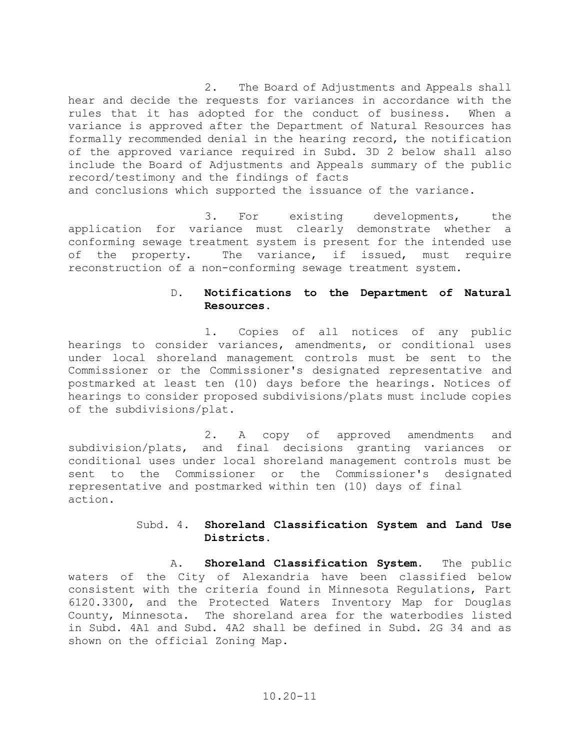2. The Board of Adjustments and Appeals shall hear and decide the requests for variances in accordance with the rules that it has adopted for the conduct of business. When a variance is approved after the Department of Natural Resources has formally recommended denial in the hearing record, the notification of the approved variance required in Subd. 3D 2 below shall also include the Board of Adjustments and Appeals summary of the public record/testimony and the findings of facts and conclusions which supported the issuance of the variance.

3. For existing developments, the application for variance must clearly demonstrate whether a conforming sewage treatment system is present for the intended use of the property. The variance, if issued, must require reconstruction of a non-conforming sewage treatment system.

D. **Notifications to the Department of Natural Resources.**

1. Copies of all notices of any public hearings to consider variances, amendments, or conditional uses under local shoreland management controls must be sent to the Commissioner or the Commissioner's designated representative and postmarked at least ten (10) days before the hearings. Notices of hearings to consider proposed subdivisions/plats must include copies of the subdivisions/plat.

2. A copy of approved amendments and subdivision/plats, and final decisions granting variances or conditional uses under local shoreland management controls must be sent to the Commissioner or the Commissioner's designated representative and postmarked within ten (10) days of final action.

Subd. 4. **Shoreland Classification System and Land Use Districts.**

A. **Shoreland Classification System.** The public waters of the City of Alexandria have been classified below consistent with the criteria found in Minnesota Regulations, Part 6120.3300, and the Protected Waters Inventory Map for Douglas County, Minnesota. The shoreland area for the waterbodies listed in Subd. 4A1 and Subd. 4A2 shall be defined in Subd. 2G 34 and as shown on the official Zoning Map.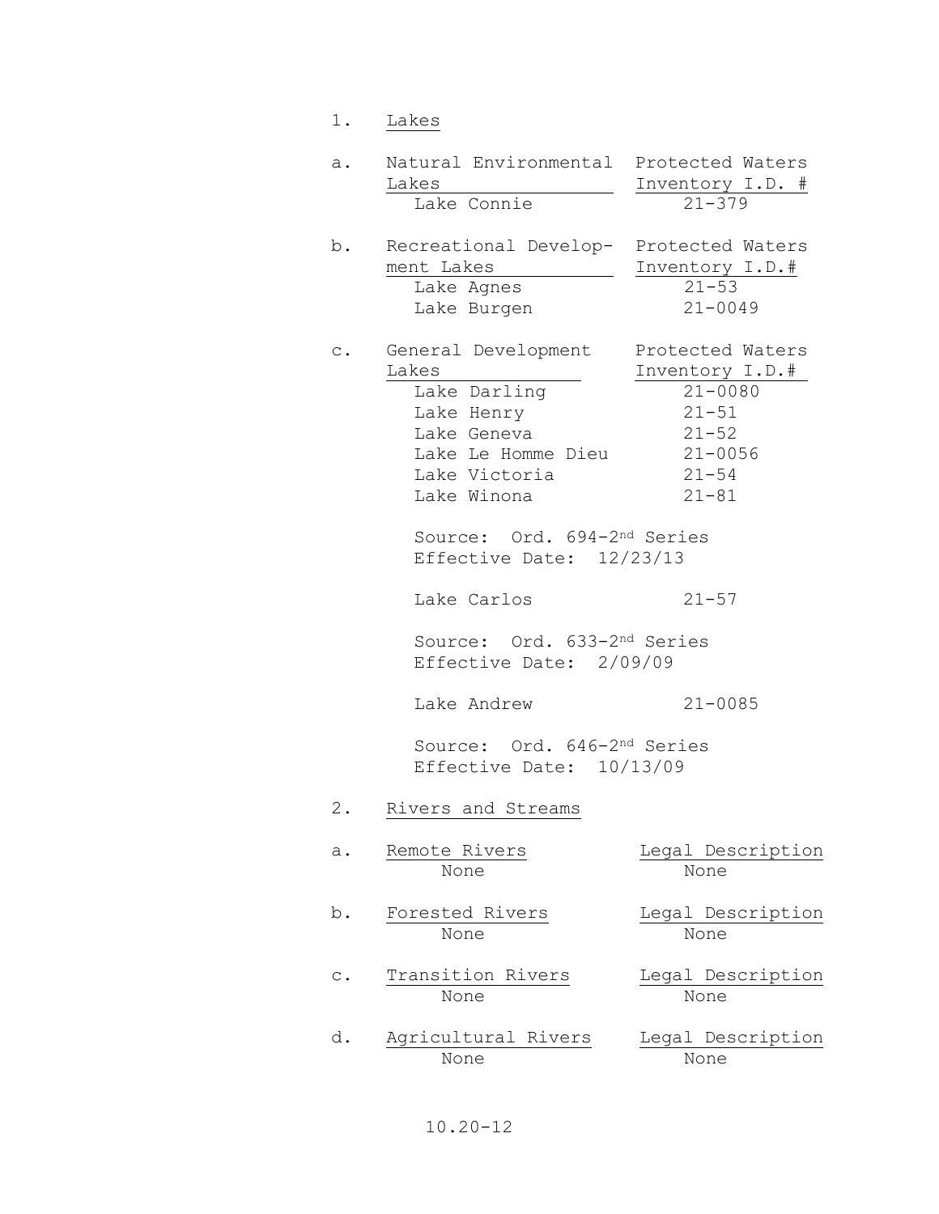1. Lakes

a. 

| Natural Environmental Lakes | Protected Waters Inventory I.D. # |
|---|---|
| Lake Connie | 21-379 |

b. 

| Recreational Development Lakes | Protected Waters Inventory I.D.# |
|---|---|
| Lake Agnes | 21-53 |
| Lake Burgen | 21-0049 |

c. 

| General Development Lakes | Protected Waters Inventory I.D.# |
|---|---|
| Lake Darling | 21-0080 |
| Lake Henry | 21-51 |
| Lake Geneva | 21-52 |
| Lake Le Homme Dieu | 21-0056 |
| Lake Victoria | 21-54 |
| Lake Winona | 21-81 |

Source: Ord. 694-2nd Series
Effective Date: 12/23/13

| | |
|---|---|
| Lake Carlos | 21-57 |

Source: Ord. 633-2nd Series
Effective Date: 2/09/09

| | |
|---|---|
| Lake Andrew | 21-0085 |

Source: Ord. 646-2nd Series
Effective Date: 10/13/09

2. Rivers and Streams

a. 

| Remote Rivers | Legal Description |
|---|---|
| None | None |

b. 

| Forested Rivers | Legal Description |
|---|---|
| None | None |

c. 

| Transition Rivers | Legal Description |
|---|---|
| None | None |

d. 

| Agricultural Rivers | Legal Description |
|---|---|
| None | None |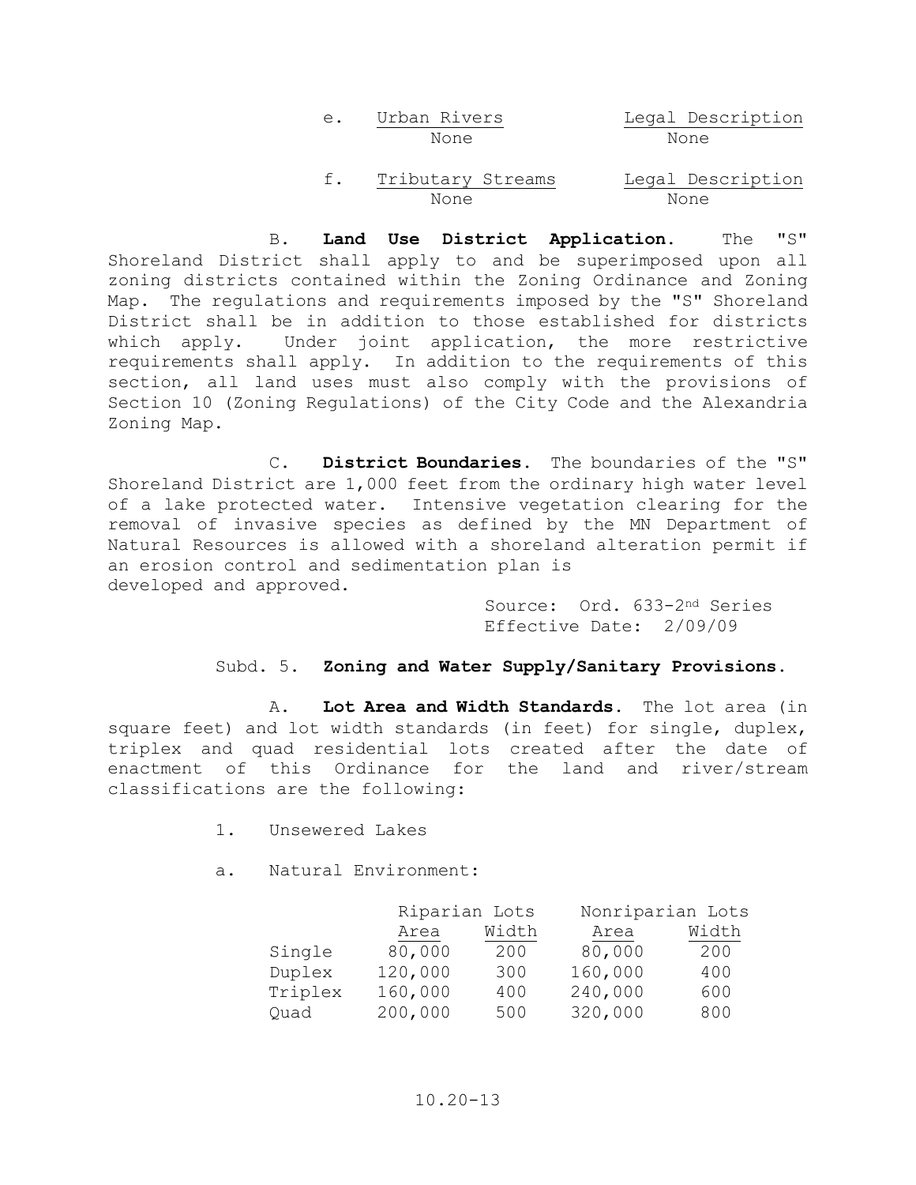e. Urban Rivers — Legal Description

| Urban Rivers | Legal Description |
|---|---|
| None | None |

f. Tributary Streams — Legal Description

| Tributary Streams | Legal Description |
|---|---|
| None | None |

B. **Land Use District Application.** The "S" Shoreland District shall apply to and be superimposed upon all zoning districts contained within the Zoning Ordinance and Zoning Map. The regulations and requirements imposed by the "S" Shoreland District shall be in addition to those established for districts which apply. Under joint application, the more restrictive requirements shall apply. In addition to the requirements of this section, all land uses must also comply with the provisions of Section 10 (Zoning Regulations) of the City Code and the Alexandria Zoning Map.

C. **District Boundaries.** The boundaries of the "S" Shoreland District are 1,000 feet from the ordinary high water level of a lake protected water. Intensive vegetation clearing for the removal of invasive species as defined by the MN Department of Natural Resources is allowed with a shoreland alteration permit if an erosion control and sedimentation plan is developed and approved.

Source: Ord. 633-2nd Series
Effective Date: 2/09/09

Subd. 5. **Zoning and Water Supply/Sanitary Provisions.**

A. **Lot Area and Width Standards.** The lot area (in square feet) and lot width standards (in feet) for single, duplex, triplex and quad residential lots created after the date of enactment of this Ordinance for the land and river/stream classifications are the following:

1. Unsewered Lakes

a. Natural Environment:

| | Riparian Lots | | Nonriparian Lots | |
|---|---|---|---|---|
| | Area | Width | Area | Width |
| Single | 80,000 | 200 | 80,000 | 200 |
| Duplex | 120,000 | 300 | 160,000 | 400 |
| Triplex | 160,000 | 400 | 240,000 | 600 |
| Quad | 200,000 | 500 | 320,000 | 800 |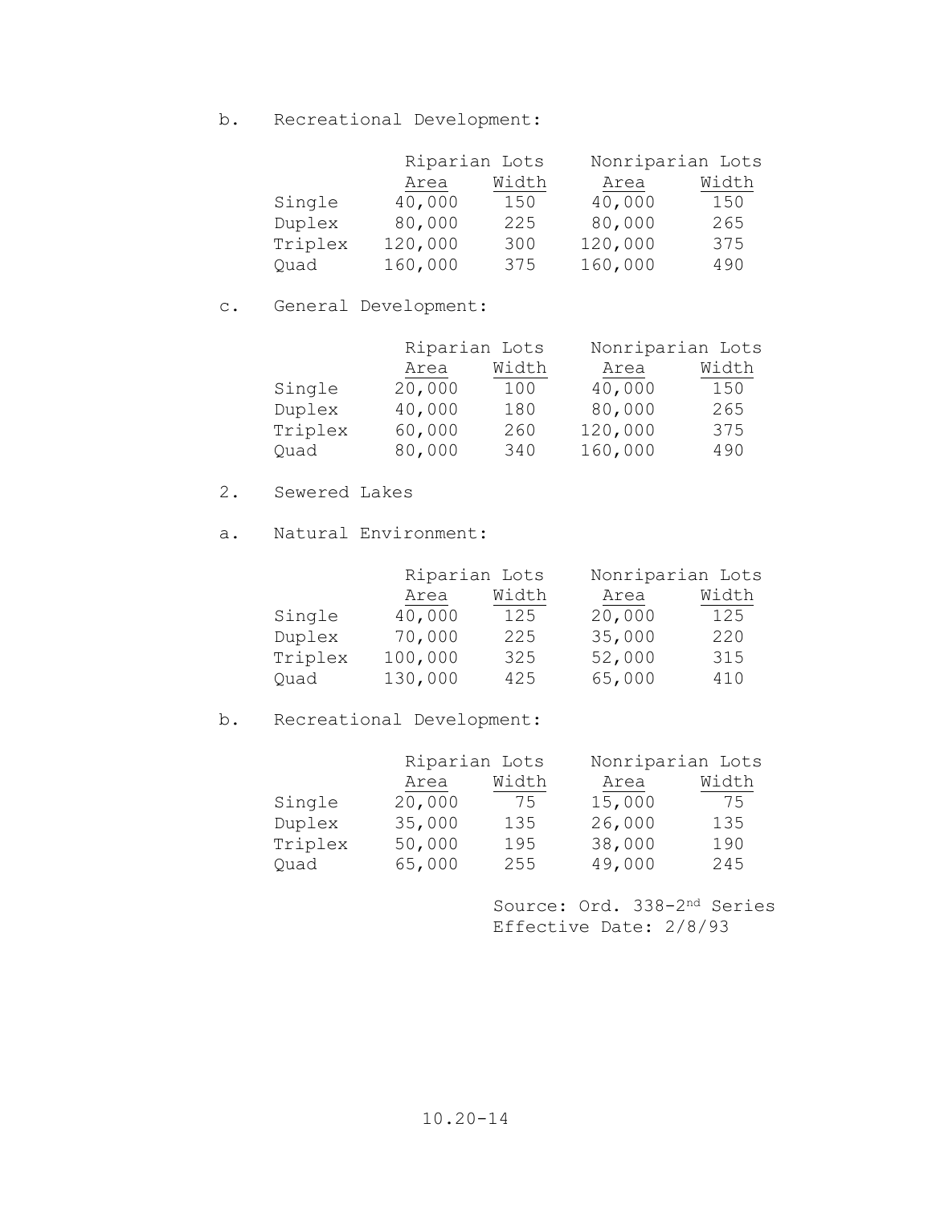b. Recreational Development:

| | Riparian Lots | | Nonriparian Lots | |
|---|---|---|---|---|
| | Area | Width | Area | Width |
| Single | 40,000 | 150 | 40,000 | 150 |
| Duplex | 80,000 | 225 | 80,000 | 265 |
| Triplex | 120,000 | 300 | 120,000 | 375 |
| Quad | 160,000 | 375 | 160,000 | 490 |

c. General Development:

| | Riparian Lots | | Nonriparian Lots | |
|---|---|---|---|---|
| | Area | Width | Area | Width |
| Single | 20,000 | 100 | 40,000 | 150 |
| Duplex | 40,000 | 180 | 80,000 | 265 |
| Triplex | 60,000 | 260 | 120,000 | 375 |
| Quad | 80,000 | 340 | 160,000 | 490 |

2. Sewered Lakes

a. Natural Environment:

| | Riparian Lots | | Nonriparian Lots | |
|---|---|---|---|---|
| | Area | Width | Area | Width |
| Single | 40,000 | 125 | 20,000 | 125 |
| Duplex | 70,000 | 225 | 35,000 | 220 |
| Triplex | 100,000 | 325 | 52,000 | 315 |
| Quad | 130,000 | 425 | 65,000 | 410 |

b. Recreational Development:

| | Riparian Lots | | Nonriparian Lots | |
|---|---|---|---|---|
| | Area | Width | Area | Width |
| Single | 20,000 | 75 | 15,000 | 75 |
| Duplex | 35,000 | 135 | 26,000 | 135 |
| Triplex | 50,000 | 195 | 38,000 | 190 |
| Quad | 65,000 | 255 | 49,000 | 245 |

Source: Ord. 338-2nd Series
Effective Date: 2/8/93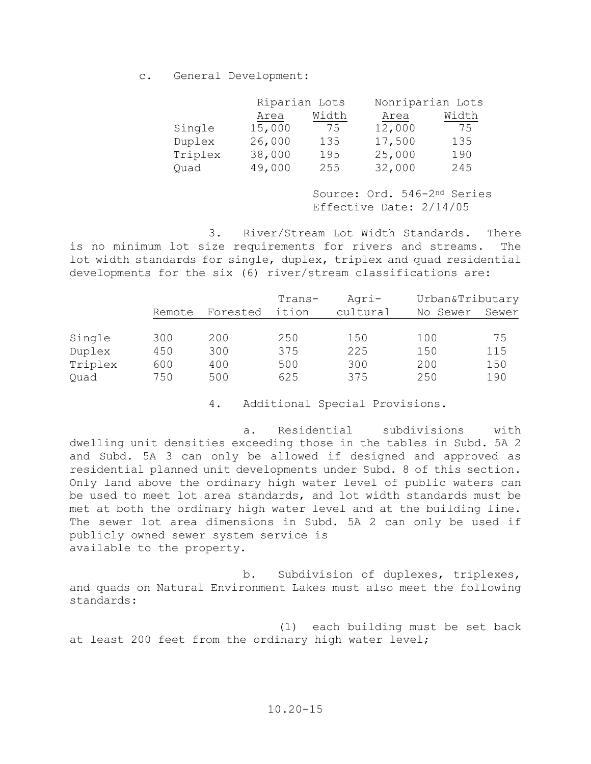c. General Development:

| | Riparian Lots | | Nonriparian Lots | |
|---|---|---|---|---|
| | Area | Width | Area | Width |
| Single | 15,000 | 75 | 12,000 | 75 |
| Duplex | 26,000 | 135 | 17,500 | 135 |
| Triplex | 38,000 | 195 | 25,000 | 190 |
| Quad | 49,000 | 255 | 32,000 | 245 |

Source: Ord. 546-2nd Series
Effective Date: 2/14/05

3. River/Stream Lot Width Standards. There is no minimum lot size requirements for rivers and streams. The lot width standards for single, duplex, triplex and quad residential developments for the six (6) river/stream classifications are:

| | Remote | Forested | Transition | Agricultural | Urban&Tributary No Sewer | Urban&Tributary Sewer |
|---|---|---|---|---|---|---|
| Single | 300 | 200 | 250 | 150 | 100 | 75 |
| Duplex | 450 | 300 | 375 | 225 | 150 | 115 |
| Triplex | 600 | 400 | 500 | 300 | 200 | 150 |
| Quad | 750 | 500 | 625 | 375 | 250 | 190 |

4. Additional Special Provisions.

a. Residential subdivisions with dwelling unit densities exceeding those in the tables in Subd. 5A 2 and Subd. 5A 3 can only be allowed if designed and approved as residential planned unit developments under Subd. 8 of this section. Only land above the ordinary high water level of public waters can be used to meet lot area standards, and lot width standards must be met at both the ordinary high water level and at the building line. The sewer lot area dimensions in Subd. 5A 2 can only be used if publicly owned sewer system service is available to the property.

b. Subdivision of duplexes, triplexes, and quads on Natural Environment Lakes must also meet the following standards:

(1) each building must be set back at least 200 feet from the ordinary high water level;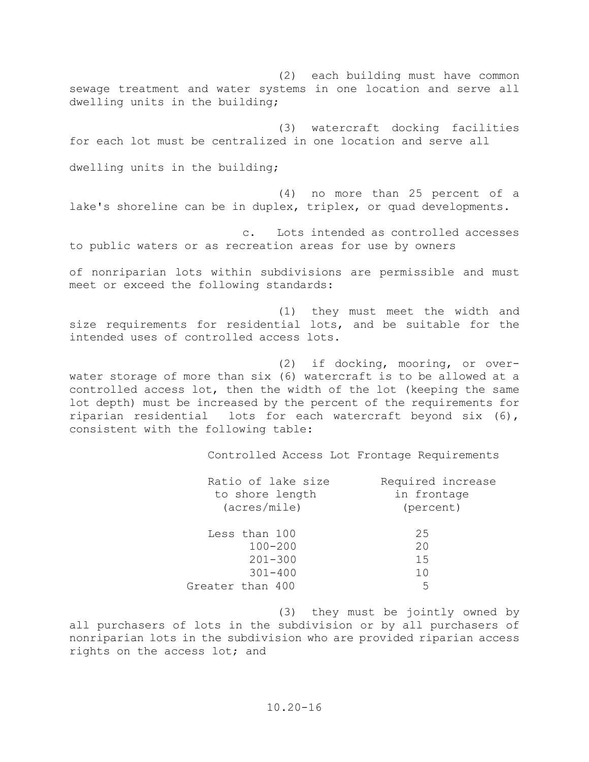(2) each building must have common sewage treatment and water systems in one location and serve all dwelling units in the building;

(3) watercraft docking facilities for each lot must be centralized in one location and serve all dwelling units in the building;

(4) no more than 25 percent of a lake's shoreline can be in duplex, triplex, or quad developments.

c. Lots intended as controlled accesses to public waters or as recreation areas for use by owners of nonriparian lots within subdivisions are permissible and must meet or exceed the following standards:

(1) they must meet the width and size requirements for residential lots, and be suitable for the intended uses of controlled access lots.

(2) if docking, mooring, or over-water storage of more than six (6) watercraft is to be allowed at a controlled access lot, then the width of the lot (keeping the same lot depth) must be increased by the percent of the requirements for riparian residential lots for each watercraft beyond six (6), consistent with the following table:

Controlled Access Lot Frontage Requirements

| Ratio of lake size to shore length (acres/mile) | Required increase in frontage (percent) |
|---|---|
| Less than 100 | 25 |
| 100-200 | 20 |
| 201-300 | 15 |
| 301-400 | 10 |
| Greater than 400 | 5 |

(3) they must be jointly owned by all purchasers of lots in the subdivision or by all purchasers of nonriparian lots in the subdivision who are provided riparian access rights on the access lot; and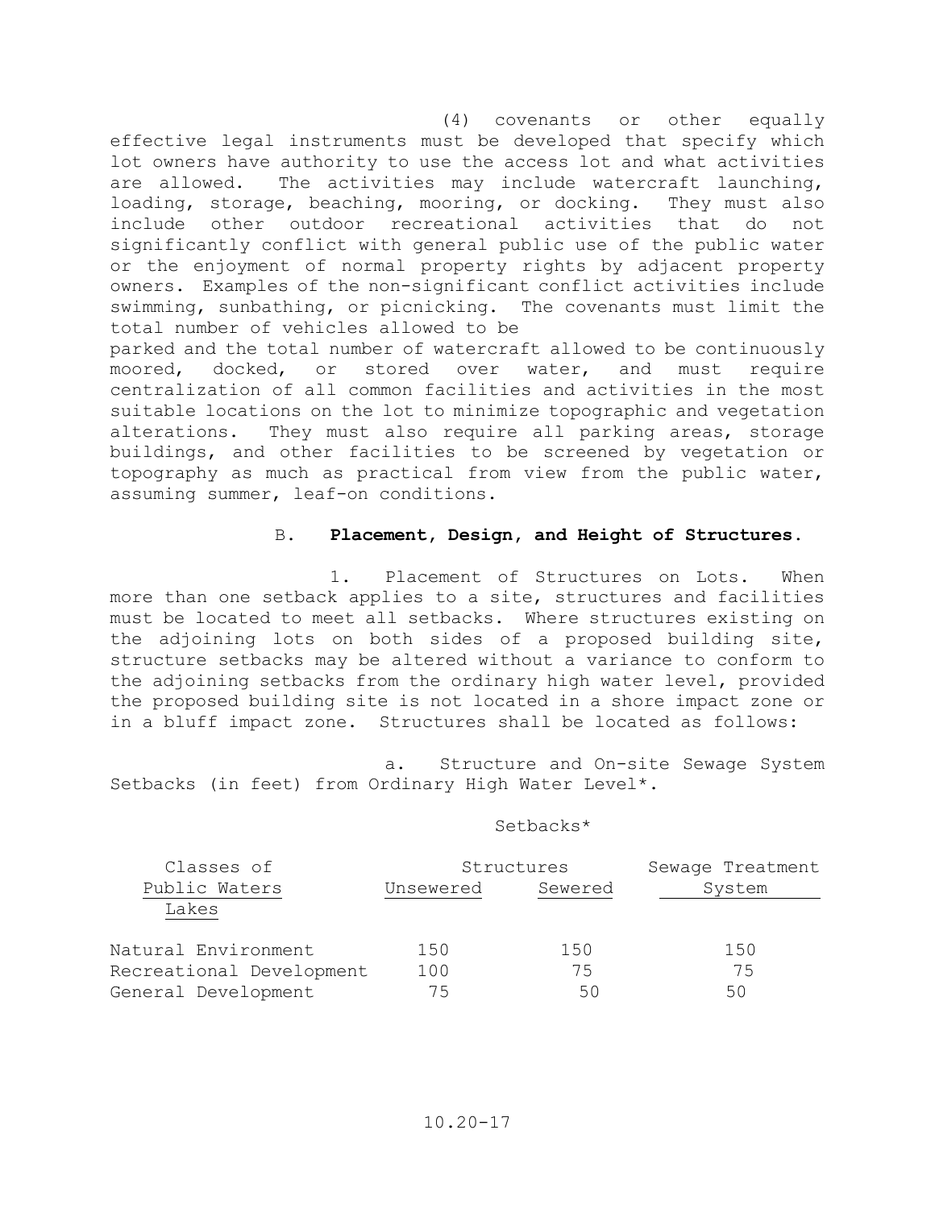(4) covenants or other equally effective legal instruments must be developed that specify which lot owners have authority to use the access lot and what activities are allowed. The activities may include watercraft launching, loading, storage, beaching, mooring, or docking. They must also include other outdoor recreational activities that do not significantly conflict with general public use of the public water or the enjoyment of normal property rights by adjacent property owners. Examples of the non-significant conflict activities include swimming, sunbathing, or picnicking. The covenants must limit the total number of vehicles allowed to be parked and the total number of watercraft allowed to be continuously moored, docked, or stored over water, and must require centralization of all common facilities and activities in the most suitable locations on the lot to minimize topographic and vegetation alterations. They must also require all parking areas, storage buildings, and other facilities to be screened by vegetation or topography as much as practical from view from the public water, assuming summer, leaf-on conditions.

B. **Placement, Design, and Height of Structures.**

1. Placement of Structures on Lots. When more than one setback applies to a site, structures and facilities must be located to meet all setbacks. Where structures existing on the adjoining lots on both sides of a proposed building site, structure setbacks may be altered without a variance to conform to the adjoining setbacks from the ordinary high water level, provided the proposed building site is not located in a shore impact zone or in a bluff impact zone. Structures shall be located as follows:

a. Structure and On-site Sewage System Setbacks (in feet) from Ordinary High Water Level*.

Setbacks*

| Classes of Public Waters | Structures | | Sewage Treatment System |
|---|---|---|---|
| | Unsewered | Sewered | |
| Lakes | | | |
| Natural Environment | 150 | 150 | 150 |
| Recreational Development | 100 | 75 | 75 |
| General Development | 75 | 50 | 50 |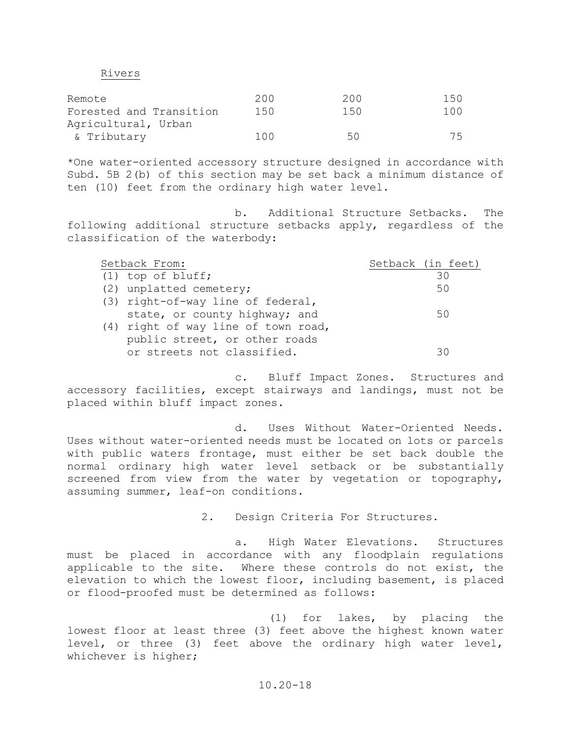Rivers

| | | | |
|---|---|---|---|
| Remote | 200 | 200 | 150 |
| Forested and Transition | 150 | 150 | 100 |
| Agricultural, Urban & Tributary | 100 | 50 | 75 |

*One water-oriented accessory structure designed in accordance with Subd. 5B 2(b) of this section may be set back a minimum distance of ten (10) feet from the ordinary high water level.

b. Additional Structure Setbacks. The following additional structure setbacks apply, regardless of the classification of the waterbody:

| Setback From: | Setback (in feet) |
|---|---|
| (1) top of bluff; | 30 |
| (2) unplatted cemetery; | 50 |
| (3) right-of-way line of federal, state, or county highway; and | 50 |
| (4) right of way line of town road, public street, or other roads or streets not classified. | 30 |

c. Bluff Impact Zones. Structures and accessory facilities, except stairways and landings, must not be placed within bluff impact zones.

d. Uses Without Water-Oriented Needs. Uses without water-oriented needs must be located on lots or parcels with public waters frontage, must either be set back double the normal ordinary high water level setback or be substantially screened from view from the water by vegetation or topography, assuming summer, leaf-on conditions.

2. Design Criteria For Structures.

a. High Water Elevations. Structures must be placed in accordance with any floodplain regulations applicable to the site. Where these controls do not exist, the elevation to which the lowest floor, including basement, is placed or flood-proofed must be determined as follows:

(1) for lakes, by placing the lowest floor at least three (3) feet above the highest known water level, or three (3) feet above the ordinary high water level, whichever is higher;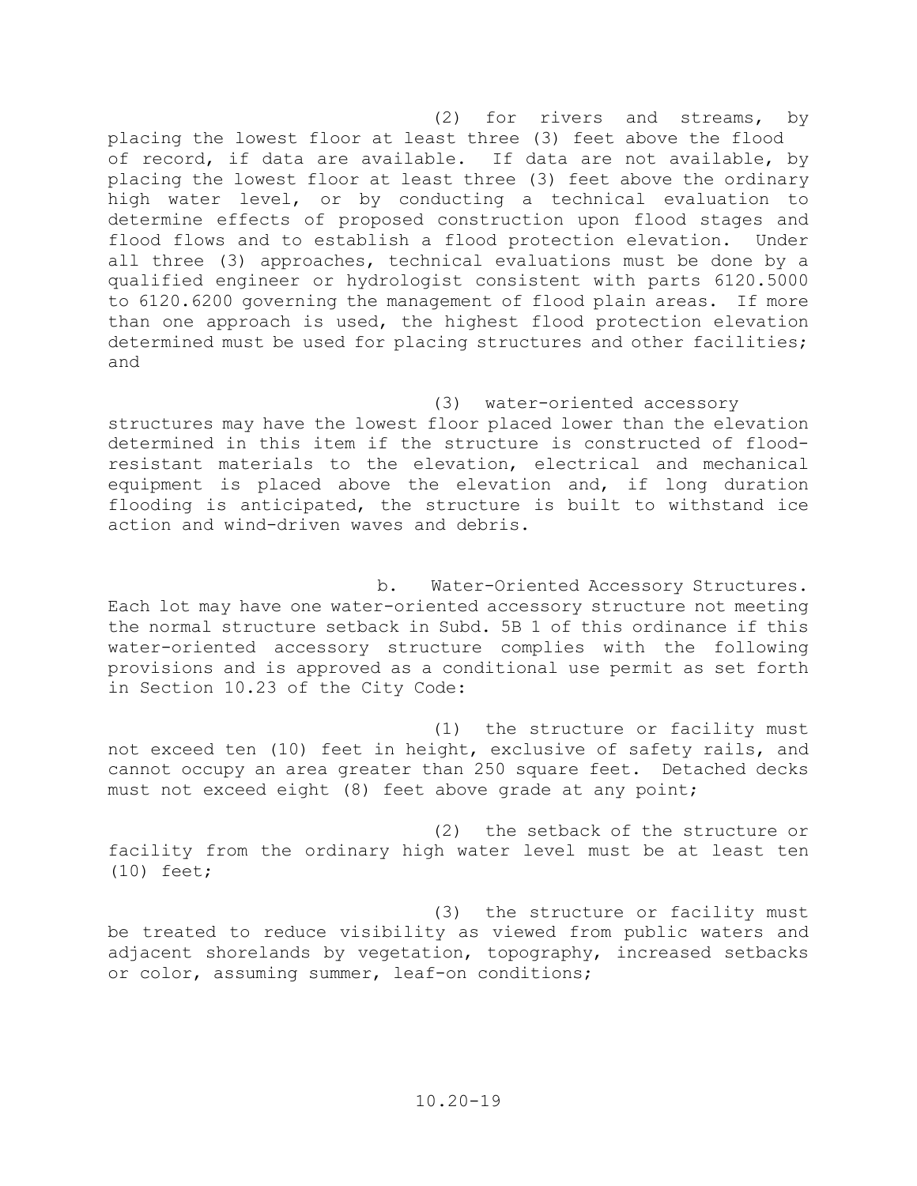(2) for rivers and streams, by placing the lowest floor at least three (3) feet above the flood of record, if data are available. If data are not available, by placing the lowest floor at least three (3) feet above the ordinary high water level, or by conducting a technical evaluation to determine effects of proposed construction upon flood stages and flood flows and to establish a flood protection elevation. Under all three (3) approaches, technical evaluations must be done by a qualified engineer or hydrologist consistent with parts 6120.5000 to 6120.6200 governing the management of flood plain areas. If more than one approach is used, the highest flood protection elevation determined must be used for placing structures and other facilities; and

(3) water-oriented accessory structures may have the lowest floor placed lower than the elevation determined in this item if the structure is constructed of flood-resistant materials to the elevation, electrical and mechanical equipment is placed above the elevation and, if long duration flooding is anticipated, the structure is built to withstand ice action and wind-driven waves and debris.

b. Water-Oriented Accessory Structures. Each lot may have one water-oriented accessory structure not meeting the normal structure setback in Subd. 5B 1 of this ordinance if this water-oriented accessory structure complies with the following provisions and is approved as a conditional use permit as set forth in Section 10.23 of the City Code:

(1) the structure or facility must not exceed ten (10) feet in height, exclusive of safety rails, and cannot occupy an area greater than 250 square feet. Detached decks must not exceed eight (8) feet above grade at any point;

(2) the setback of the structure or facility from the ordinary high water level must be at least ten (10) feet;

(3) the structure or facility must be treated to reduce visibility as viewed from public waters and adjacent shorelands by vegetation, topography, increased setbacks or color, assuming summer, leaf-on conditions;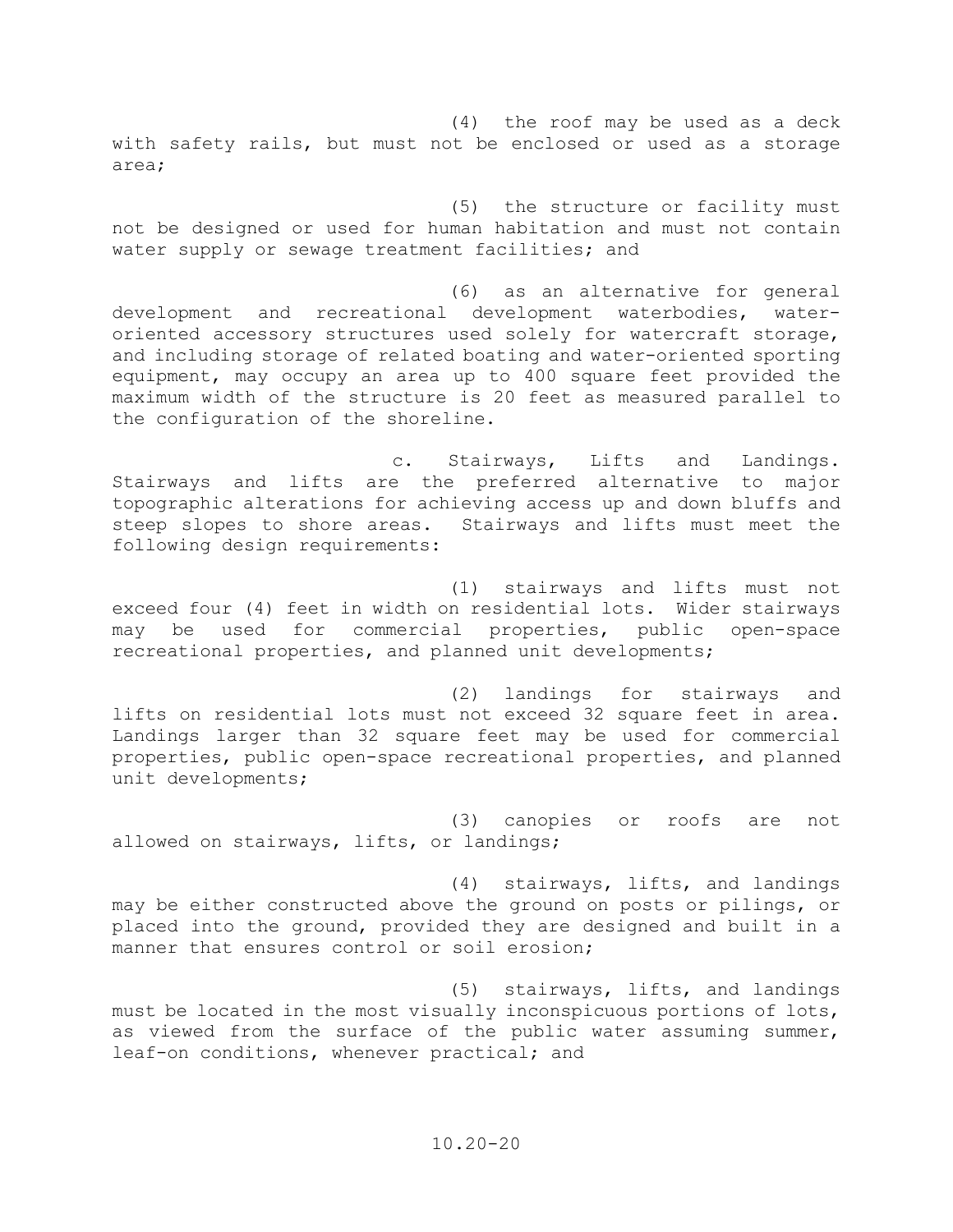(4) the roof may be used as a deck with safety rails, but must not be enclosed or used as a storage area;

(5) the structure or facility must not be designed or used for human habitation and must not contain water supply or sewage treatment facilities; and

(6) as an alternative for general development and recreational development waterbodies, water-oriented accessory structures used solely for watercraft storage, and including storage of related boating and water-oriented sporting equipment, may occupy an area up to 400 square feet provided the maximum width of the structure is 20 feet as measured parallel to the configuration of the shoreline.

c. Stairways, Lifts and Landings. Stairways and lifts are the preferred alternative to major topographic alterations for achieving access up and down bluffs and steep slopes to shore areas. Stairways and lifts must meet the following design requirements:

(1) stairways and lifts must not exceed four (4) feet in width on residential lots. Wider stairways may be used for commercial properties, public open-space recreational properties, and planned unit developments;

(2) landings for stairways and lifts on residential lots must not exceed 32 square feet in area. Landings larger than 32 square feet may be used for commercial properties, public open-space recreational properties, and planned unit developments;

(3) canopies or roofs are not allowed on stairways, lifts, or landings;

(4) stairways, lifts, and landings may be either constructed above the ground on posts or pilings, or placed into the ground, provided they are designed and built in a manner that ensures control or soil erosion;

(5) stairways, lifts, and landings must be located in the most visually inconspicuous portions of lots, as viewed from the surface of the public water assuming summer, leaf-on conditions, whenever practical; and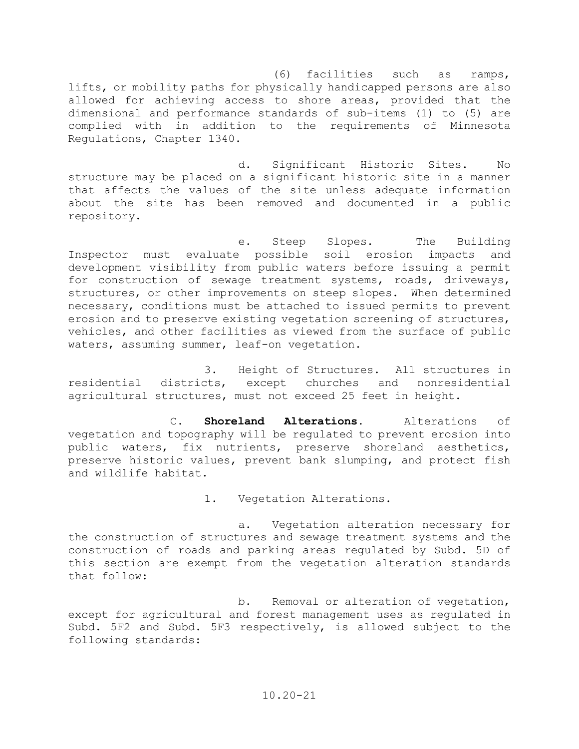(6) facilities such as ramps, lifts, or mobility paths for physically handicapped persons are also allowed for achieving access to shore areas, provided that the dimensional and performance standards of sub-items (1) to (5) are complied with in addition to the requirements of Minnesota Regulations, Chapter 1340.

d. Significant Historic Sites. No structure may be placed on a significant historic site in a manner that affects the values of the site unless adequate information about the site has been removed and documented in a public repository.

e. Steep Slopes. The Building Inspector must evaluate possible soil erosion impacts and development visibility from public waters before issuing a permit for construction of sewage treatment systems, roads, driveways, structures, or other improvements on steep slopes. When determined necessary, conditions must be attached to issued permits to prevent erosion and to preserve existing vegetation screening of structures, vehicles, and other facilities as viewed from the surface of public waters, assuming summer, leaf-on vegetation.

3. Height of Structures. All structures in residential districts, except churches and nonresidential agricultural structures, must not exceed 25 feet in height.

C. **Shoreland Alterations.** Alterations of vegetation and topography will be regulated to prevent erosion into public waters, fix nutrients, preserve shoreland aesthetics, preserve historic values, prevent bank slumping, and protect fish and wildlife habitat.

1. Vegetation Alterations.

a. Vegetation alteration necessary for the construction of structures and sewage treatment systems and the construction of roads and parking areas regulated by Subd. 5D of this section are exempt from the vegetation alteration standards that follow:

b. Removal or alteration of vegetation, except for agricultural and forest management uses as regulated in Subd. 5F2 and Subd. 5F3 respectively, is allowed subject to the following standards: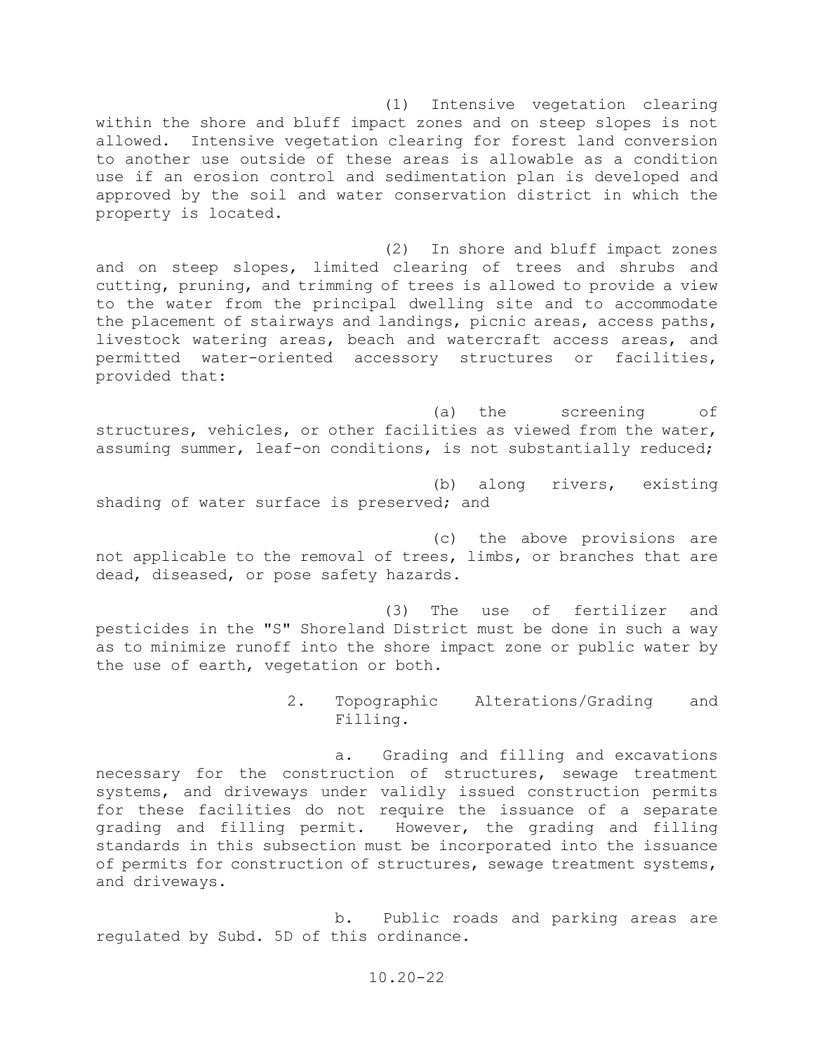(1) Intensive vegetation clearing within the shore and bluff impact zones and on steep slopes is not allowed. Intensive vegetation clearing for forest land conversion to another use outside of these areas is allowable as a condition use if an erosion control and sedimentation plan is developed and approved by the soil and water conservation district in which the property is located.

(2) In shore and bluff impact zones and on steep slopes, limited clearing of trees and shrubs and cutting, pruning, and trimming of trees is allowed to provide a view to the water from the principal dwelling site and to accommodate the placement of stairways and landings, picnic areas, access paths, livestock watering areas, beach and watercraft access areas, and permitted water-oriented accessory structures or facilities, provided that:

(a) the screening of structures, vehicles, or other facilities as viewed from the water, assuming summer, leaf-on conditions, is not substantially reduced;

(b) along rivers, existing shading of water surface is preserved; and

(c) the above provisions are not applicable to the removal of trees, limbs, or branches that are dead, diseased, or pose safety hazards.

(3) The use of fertilizer and pesticides in the "S" Shoreland District must be done in such a way as to minimize runoff into the shore impact zone or public water by the use of earth, vegetation or both.

2. Topographic Alterations/Grading and Filling.

a. Grading and filling and excavations necessary for the construction of structures, sewage treatment systems, and driveways under validly issued construction permits for these facilities do not require the issuance of a separate grading and filling permit. However, the grading and filling standards in this subsection must be incorporated into the issuance of permits for construction of structures, sewage treatment systems, and driveways.

b. Public roads and parking areas are regulated by Subd. 5D of this ordinance.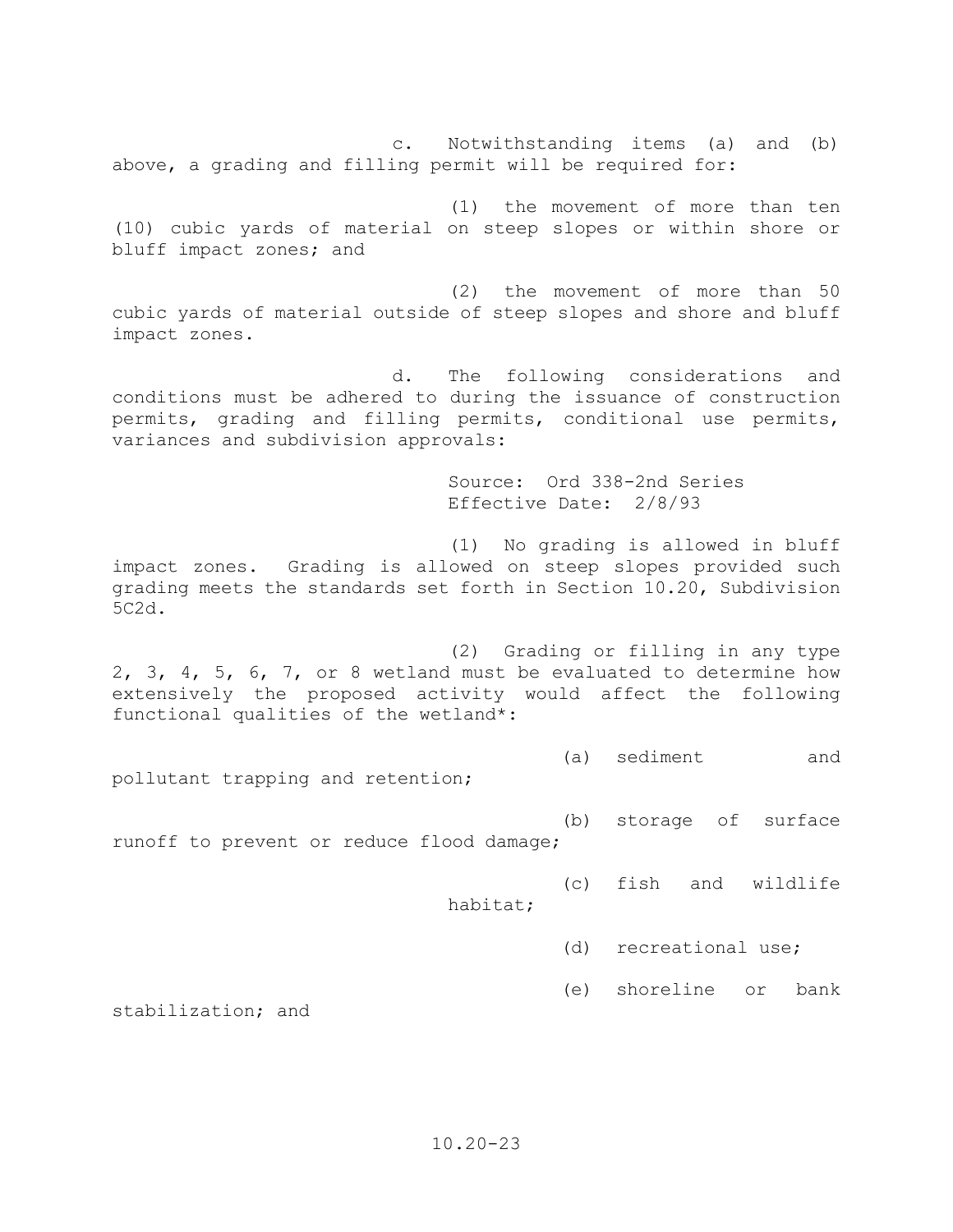c. Notwithstanding items (a) and (b) above, a grading and filling permit will be required for:

(1) the movement of more than ten (10) cubic yards of material on steep slopes or within shore or bluff impact zones; and

(2) the movement of more than 50 cubic yards of material outside of steep slopes and shore and bluff impact zones.

d. The following considerations and conditions must be adhered to during the issuance of construction permits, grading and filling permits, conditional use permits, variances and subdivision approvals:

Source: Ord 338-2nd Series
Effective Date: 2/8/93

(1) No grading is allowed in bluff impact zones. Grading is allowed on steep slopes provided such grading meets the standards set forth in Section 10.20, Subdivision 5C2d.

(2) Grading or filling in any type 2, 3, 4, 5, 6, 7, or 8 wetland must be evaluated to determine how extensively the proposed activity would affect the following functional qualities of the wetland*:

(a) sediment and pollutant trapping and retention;

(b) storage of surface runoff to prevent or reduce flood damage;

(c) fish and wildlife habitat;

(d) recreational use;

(e) shoreline or bank stabilization; and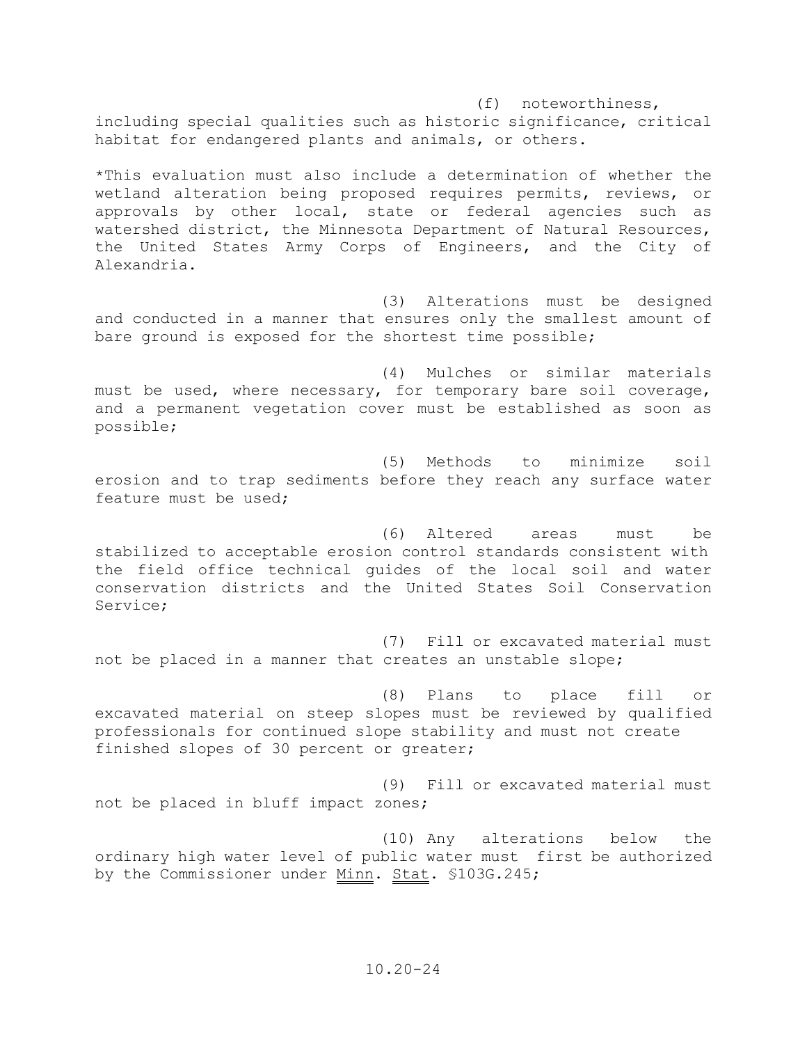(f) noteworthiness, including special qualities such as historic significance, critical habitat for endangered plants and animals, or others.

*This evaluation must also include a determination of whether the wetland alteration being proposed requires permits, reviews, or approvals by other local, state or federal agencies such as watershed district, the Minnesota Department of Natural Resources, the United States Army Corps of Engineers, and the City of Alexandria.

(3) Alterations must be designed and conducted in a manner that ensures only the smallest amount of bare ground is exposed for the shortest time possible;

(4) Mulches or similar materials must be used, where necessary, for temporary bare soil coverage, and a permanent vegetation cover must be established as soon as possible;

(5) Methods to minimize soil erosion and to trap sediments before they reach any surface water feature must be used;

(6) Altered areas must be stabilized to acceptable erosion control standards consistent with the field office technical guides of the local soil and water conservation districts and the United States Soil Conservation Service;

(7) Fill or excavated material must not be placed in a manner that creates an unstable slope;

(8) Plans to place fill or excavated material on steep slopes must be reviewed by qualified professionals for continued slope stability and must not create finished slopes of 30 percent or greater;

(9) Fill or excavated material must not be placed in bluff impact zones;

(10) Any alterations below the ordinary high water level of public water must first be authorized by the Commissioner under Minn. Stat. §103G.245;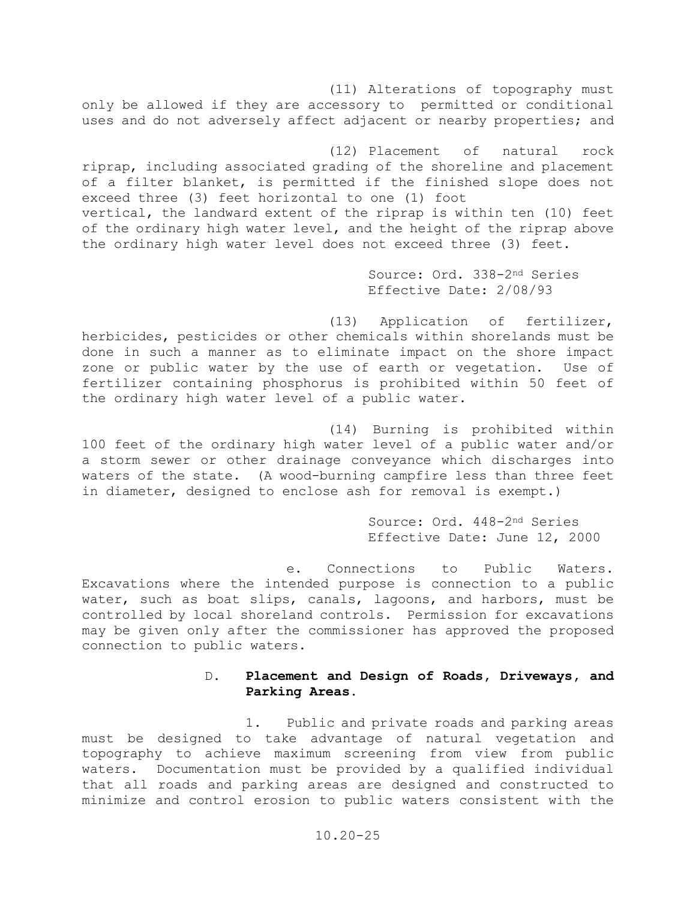(11) Alterations of topography must only be allowed if they are accessory to permitted or conditional uses and do not adversely affect adjacent or nearby properties; and

(12) Placement of natural rock riprap, including associated grading of the shoreline and placement of a filter blanket, is permitted if the finished slope does not exceed three (3) feet horizontal to one (1) foot vertical, the landward extent of the riprap is within ten (10) feet of the ordinary high water level, and the height of the riprap above the ordinary high water level does not exceed three (3) feet.

Source: Ord. 338-2nd Series
Effective Date: 2/08/93

(13) Application of fertilizer, herbicides, pesticides or other chemicals within shorelands must be done in such a manner as to eliminate impact on the shore impact zone or public water by the use of earth or vegetation. Use of fertilizer containing phosphorus is prohibited within 50 feet of the ordinary high water level of a public water.

(14) Burning is prohibited within 100 feet of the ordinary high water level of a public water and/or a storm sewer or other drainage conveyance which discharges into waters of the state. (A wood-burning campfire less than three feet in diameter, designed to enclose ash for removal is exempt.)

Source: Ord. 448-2nd Series
Effective Date: June 12, 2000

e. Connections to Public Waters. Excavations where the intended purpose is connection to a public water, such as boat slips, canals, lagoons, and harbors, must be controlled by local shoreland controls. Permission for excavations may be given only after the commissioner has approved the proposed connection to public waters.

D. **Placement and Design of Roads, Driveways, and Parking Areas.**

1. Public and private roads and parking areas must be designed to take advantage of natural vegetation and topography to achieve maximum screening from view from public waters. Documentation must be provided by a qualified individual that all roads and parking areas are designed and constructed to minimize and control erosion to public waters consistent with the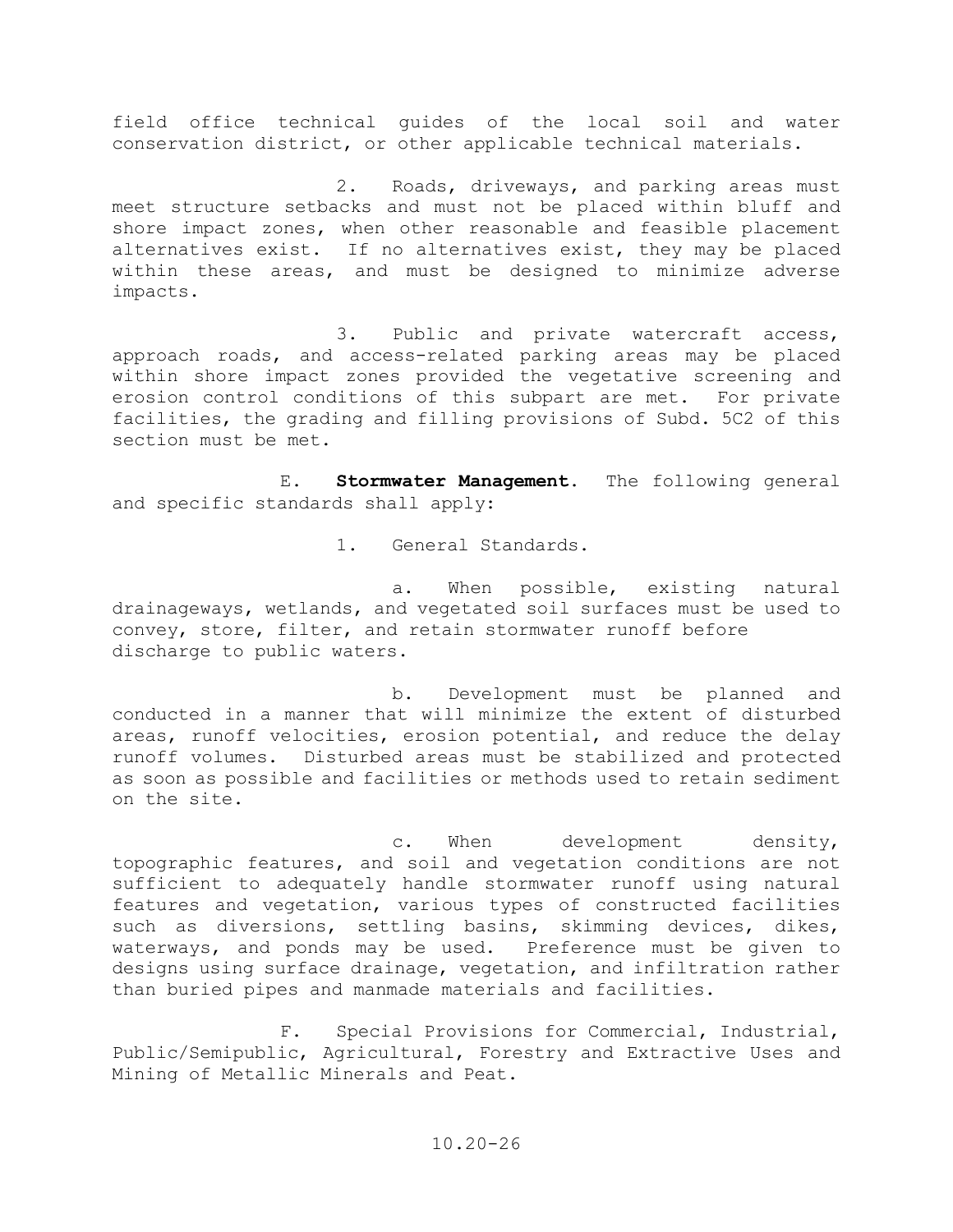field office technical guides of the local soil and water conservation district, or other applicable technical materials.

2. Roads, driveways, and parking areas must meet structure setbacks and must not be placed within bluff and shore impact zones, when other reasonable and feasible placement alternatives exist. If no alternatives exist, they may be placed within these areas, and must be designed to minimize adverse impacts.

3. Public and private watercraft access, approach roads, and access-related parking areas may be placed within shore impact zones provided the vegetative screening and erosion control conditions of this subpart are met. For private facilities, the grading and filling provisions of Subd. 5C2 of this section must be met.

E. **Stormwater Management**. The following general and specific standards shall apply:

1. General Standards.

a. When possible, existing natural drainageways, wetlands, and vegetated soil surfaces must be used to convey, store, filter, and retain stormwater runoff before discharge to public waters.

b. Development must be planned and conducted in a manner that will minimize the extent of disturbed areas, runoff velocities, erosion potential, and reduce the delay runoff volumes. Disturbed areas must be stabilized and protected as soon as possible and facilities or methods used to retain sediment on the site.

c. When development density, topographic features, and soil and vegetation conditions are not sufficient to adequately handle stormwater runoff using natural features and vegetation, various types of constructed facilities such as diversions, settling basins, skimming devices, dikes, waterways, and ponds may be used. Preference must be given to designs using surface drainage, vegetation, and infiltration rather than buried pipes and manmade materials and facilities.

F. Special Provisions for Commercial, Industrial, Public/Semipublic, Agricultural, Forestry and Extractive Uses and Mining of Metallic Minerals and Peat.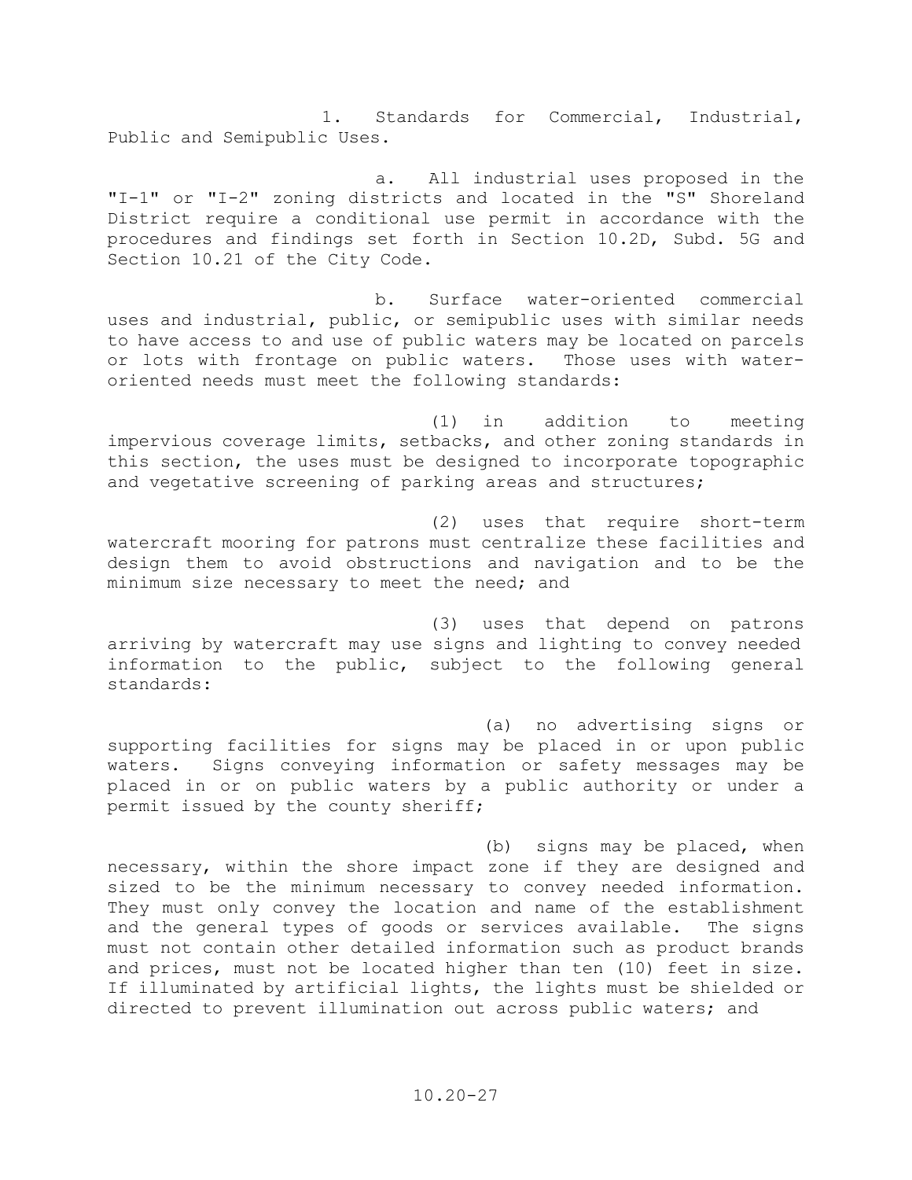1. Standards for Commercial, Industrial, Public and Semipublic Uses.

a. All industrial uses proposed in the "I-1" or "I-2" zoning districts and located in the "S" Shoreland District require a conditional use permit in accordance with the procedures and findings set forth in Section 10.2D, Subd. 5G and Section 10.21 of the City Code.

b. Surface water-oriented commercial uses and industrial, public, or semipublic uses with similar needs to have access to and use of public waters may be located on parcels or lots with frontage on public waters. Those uses with water-oriented needs must meet the following standards:

(1) in addition to meeting impervious coverage limits, setbacks, and other zoning standards in this section, the uses must be designed to incorporate topographic and vegetative screening of parking areas and structures;

(2) uses that require short-term watercraft mooring for patrons must centralize these facilities and design them to avoid obstructions and navigation and to be the minimum size necessary to meet the need; and

(3) uses that depend on patrons arriving by watercraft may use signs and lighting to convey needed information to the public, subject to the following general standards:

(a) no advertising signs or supporting facilities for signs may be placed in or upon public waters. Signs conveying information or safety messages may be placed in or on public waters by a public authority or under a permit issued by the county sheriff;

(b) signs may be placed, when necessary, within the shore impact zone if they are designed and sized to be the minimum necessary to convey needed information. They must only convey the location and name of the establishment and the general types of goods or services available. The signs must not contain other detailed information such as product brands and prices, must not be located higher than ten (10) feet in size. If illuminated by artificial lights, the lights must be shielded or directed to prevent illumination out across public waters; and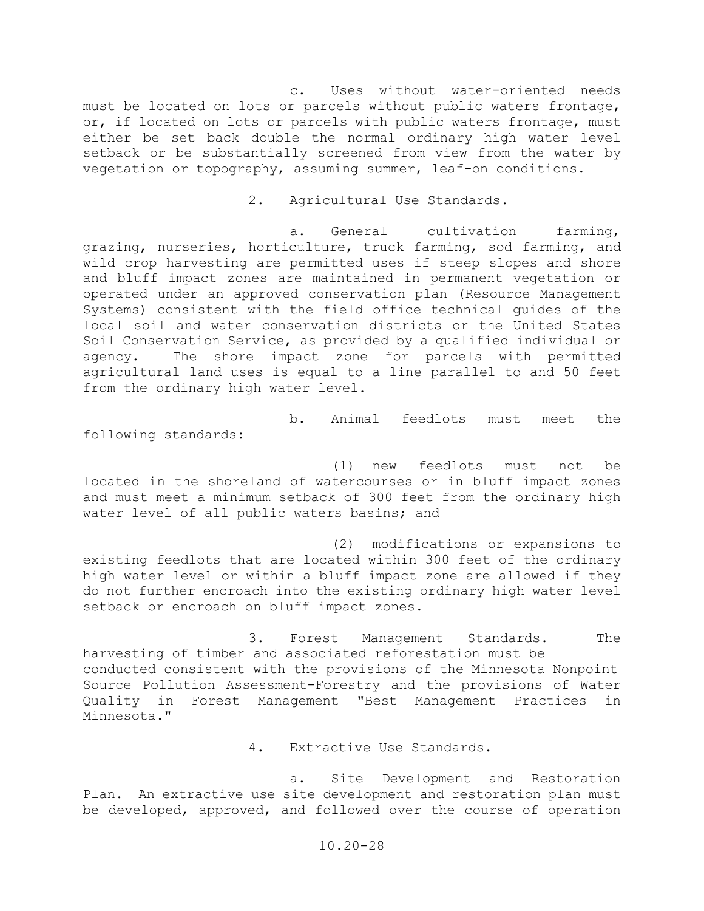c. Uses without water-oriented needs must be located on lots or parcels without public waters frontage, or, if located on lots or parcels with public waters frontage, must either be set back double the normal ordinary high water level setback or be substantially screened from view from the water by vegetation or topography, assuming summer, leaf-on conditions.

2. Agricultural Use Standards.

a. General cultivation farming, grazing, nurseries, horticulture, truck farming, sod farming, and wild crop harvesting are permitted uses if steep slopes and shore and bluff impact zones are maintained in permanent vegetation or operated under an approved conservation plan (Resource Management Systems) consistent with the field office technical guides of the local soil and water conservation districts or the United States Soil Conservation Service, as provided by a qualified individual or agency. The shore impact zone for parcels with permitted agricultural land uses is equal to a line parallel to and 50 feet from the ordinary high water level.

b. Animal feedlots must meet the following standards:

(1) new feedlots must not be located in the shoreland of watercourses or in bluff impact zones and must meet a minimum setback of 300 feet from the ordinary high water level of all public waters basins; and

(2) modifications or expansions to existing feedlots that are located within 300 feet of the ordinary high water level or within a bluff impact zone are allowed if they do not further encroach into the existing ordinary high water level setback or encroach on bluff impact zones.

3. Forest Management Standards. The harvesting of timber and associated reforestation must be conducted consistent with the provisions of the Minnesota Nonpoint Source Pollution Assessment-Forestry and the provisions of Water Quality in Forest Management "Best Management Practices in Minnesota."

4. Extractive Use Standards.

a. Site Development and Restoration Plan. An extractive use site development and restoration plan must be developed, approved, and followed over the course of operation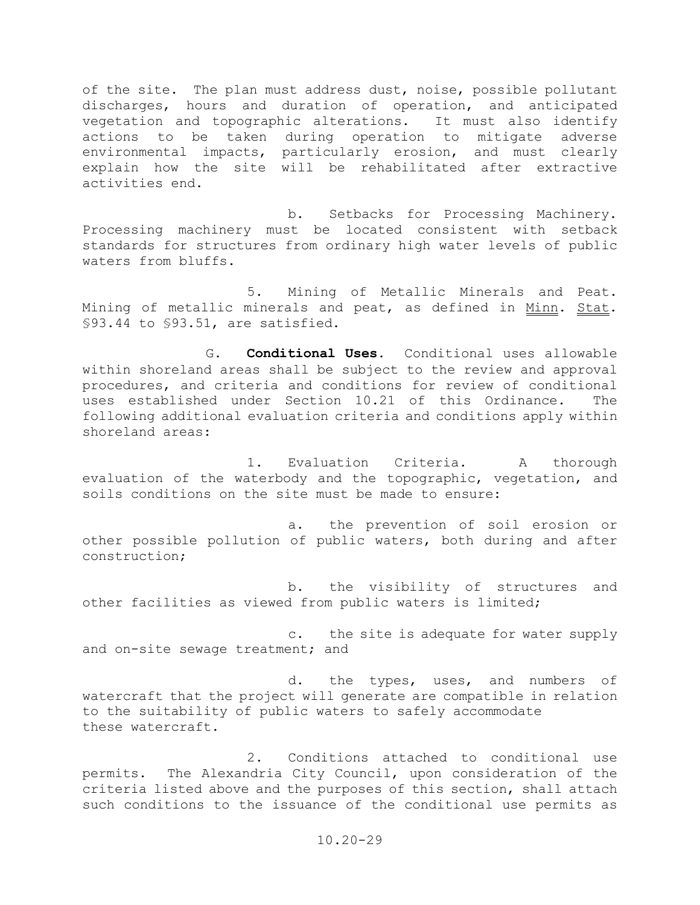of the site. The plan must address dust, noise, possible pollutant discharges, hours and duration of operation, and anticipated vegetation and topographic alterations. It must also identify actions to be taken during operation to mitigate adverse environmental impacts, particularly erosion, and must clearly explain how the site will be rehabilitated after extractive activities end.

b. Setbacks for Processing Machinery. Processing machinery must be located consistent with setback standards for structures from ordinary high water levels of public waters from bluffs.

5. Mining of Metallic Minerals and Peat. Mining of metallic minerals and peat, as defined in Minn. Stat. §93.44 to §93.51, are satisfied.

G. **Conditional Uses.** Conditional uses allowable within shoreland areas shall be subject to the review and approval procedures, and criteria and conditions for review of conditional uses established under Section 10.21 of this Ordinance. The following additional evaluation criteria and conditions apply within shoreland areas:

1. Evaluation Criteria. A thorough evaluation of the waterbody and the topographic, vegetation, and soils conditions on the site must be made to ensure:

a. the prevention of soil erosion or other possible pollution of public waters, both during and after construction;

b. the visibility of structures and other facilities as viewed from public waters is limited;

c. the site is adequate for water supply and on-site sewage treatment; and

d. the types, uses, and numbers of watercraft that the project will generate are compatible in relation to the suitability of public waters to safely accommodate these watercraft.

2. Conditions attached to conditional use permits. The Alexandria City Council, upon consideration of the criteria listed above and the purposes of this section, shall attach such conditions to the issuance of the conditional use permits as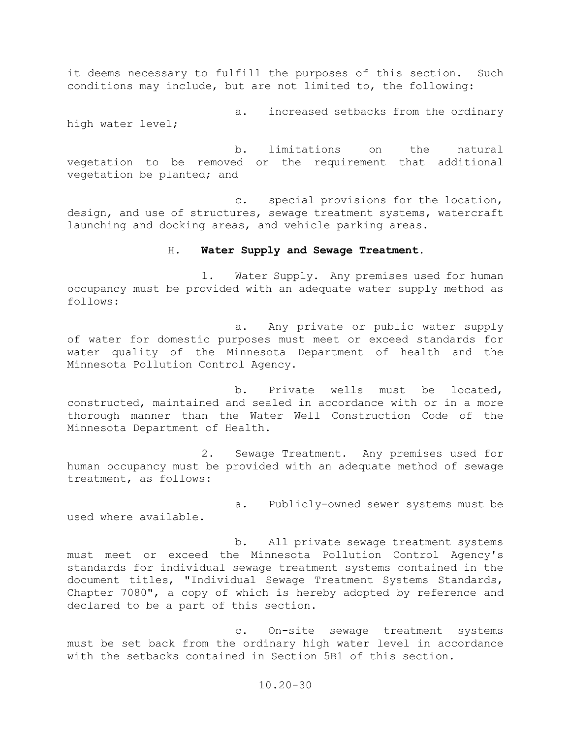it deems necessary to fulfill the purposes of this section. Such conditions may include, but are not limited to, the following:

a. increased setbacks from the ordinary high water level;

b. limitations on the natural vegetation to be removed or the requirement that additional vegetation be planted; and

c. special provisions for the location, design, and use of structures, sewage treatment systems, watercraft launching and docking areas, and vehicle parking areas.

H. **Water Supply and Sewage Treatment.**

1. Water Supply. Any premises used for human occupancy must be provided with an adequate water supply method as follows:

a. Any private or public water supply of water for domestic purposes must meet or exceed standards for water quality of the Minnesota Department of health and the Minnesota Pollution Control Agency.

b. Private wells must be located, constructed, maintained and sealed in accordance with or in a more thorough manner than the Water Well Construction Code of the Minnesota Department of Health.

2. Sewage Treatment. Any premises used for human occupancy must be provided with an adequate method of sewage treatment, as follows:

a. Publicly-owned sewer systems must be used where available.

b. All private sewage treatment systems must meet or exceed the Minnesota Pollution Control Agency's standards for individual sewage treatment systems contained in the document titles, "Individual Sewage Treatment Systems Standards, Chapter 7080", a copy of which is hereby adopted by reference and declared to be a part of this section.

c. On-site sewage treatment systems must be set back from the ordinary high water level in accordance with the setbacks contained in Section 5B1 of this section.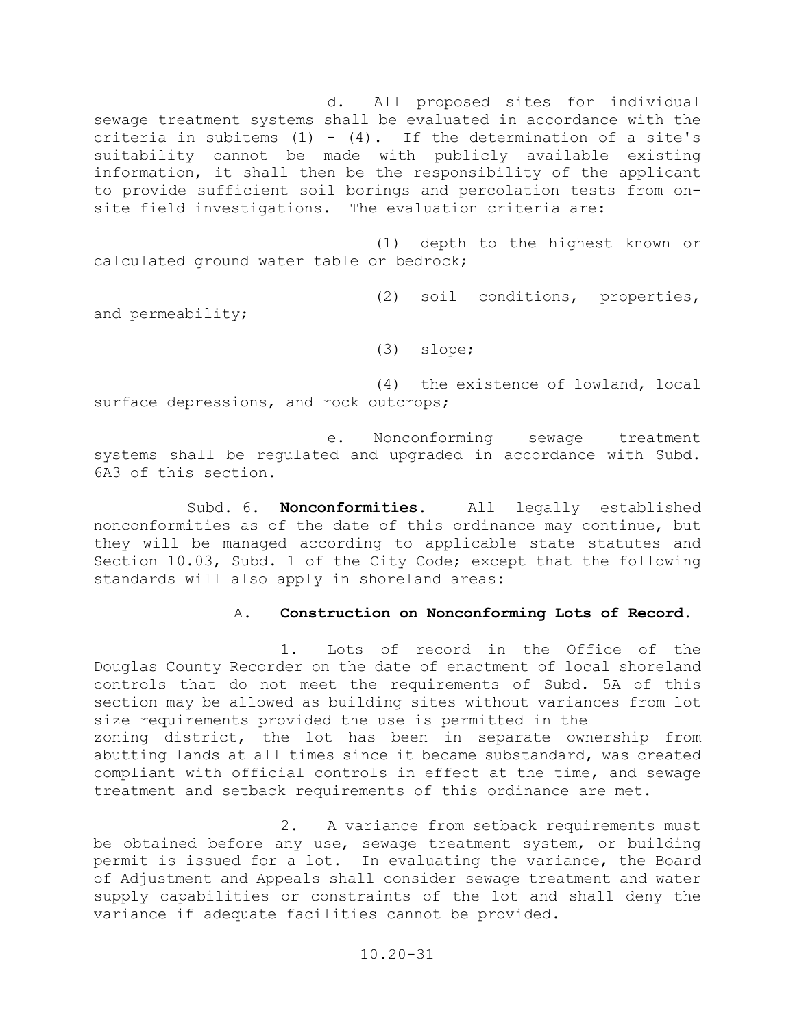d. All proposed sites for individual sewage treatment systems shall be evaluated in accordance with the criteria in subitems (1) - (4). If the determination of a site's suitability cannot be made with publicly available existing information, it shall then be the responsibility of the applicant to provide sufficient soil borings and percolation tests from on-site field investigations. The evaluation criteria are:

(1) depth to the highest known or calculated ground water table or bedrock;

(2) soil conditions, properties, and permeability;

(3) slope;

(4) the existence of lowland, local surface depressions, and rock outcrops;

e. Nonconforming sewage treatment systems shall be regulated and upgraded in accordance with Subd. 6A3 of this section.

Subd. 6. **Nonconformities.** All legally established nonconformities as of the date of this ordinance may continue, but they will be managed according to applicable state statutes and Section 10.03, Subd. 1 of the City Code; except that the following standards will also apply in shoreland areas:

A. **Construction on Nonconforming Lots of Record.**

1. Lots of record in the Office of the Douglas County Recorder on the date of enactment of local shoreland controls that do not meet the requirements of Subd. 5A of this section may be allowed as building sites without variances from lot size requirements provided the use is permitted in the zoning district, the lot has been in separate ownership from abutting lands at all times since it became substandard, was created compliant with official controls in effect at the time, and sewage treatment and setback requirements of this ordinance are met.

2. A variance from setback requirements must be obtained before any use, sewage treatment system, or building permit is issued for a lot. In evaluating the variance, the Board of Adjustment and Appeals shall consider sewage treatment and water supply capabilities or constraints of the lot and shall deny the variance if adequate facilities cannot be provided.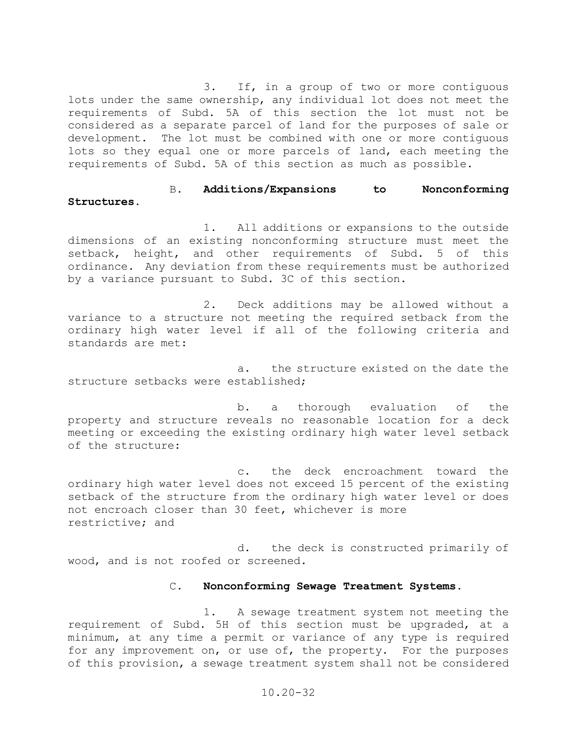3. If, in a group of two or more contiguous lots under the same ownership, any individual lot does not meet the requirements of Subd. 5A of this section the lot must not be considered as a separate parcel of land for the purposes of sale or development. The lot must be combined with one or more contiguous lots so they equal one or more parcels of land, each meeting the requirements of Subd. 5A of this section as much as possible.

B. **Additions/Expansions to Nonconforming Structures.**

1. All additions or expansions to the outside dimensions of an existing nonconforming structure must meet the setback, height, and other requirements of Subd. 5 of this ordinance. Any deviation from these requirements must be authorized by a variance pursuant to Subd. 3C of this section.

2. Deck additions may be allowed without a variance to a structure not meeting the required setback from the ordinary high water level if all of the following criteria and standards are met:

a. the structure existed on the date the structure setbacks were established;

b. a thorough evaluation of the property and structure reveals no reasonable location for a deck meeting or exceeding the existing ordinary high water level setback of the structure:

c. the deck encroachment toward the ordinary high water level does not exceed 15 percent of the existing setback of the structure from the ordinary high water level or does not encroach closer than 30 feet, whichever is more restrictive; and

d. the deck is constructed primarily of wood, and is not roofed or screened.

C. **Nonconforming Sewage Treatment Systems.**

1. A sewage treatment system not meeting the requirement of Subd. 5H of this section must be upgraded, at a minimum, at any time a permit or variance of any type is required for any improvement on, or use of, the property. For the purposes of this provision, a sewage treatment system shall not be considered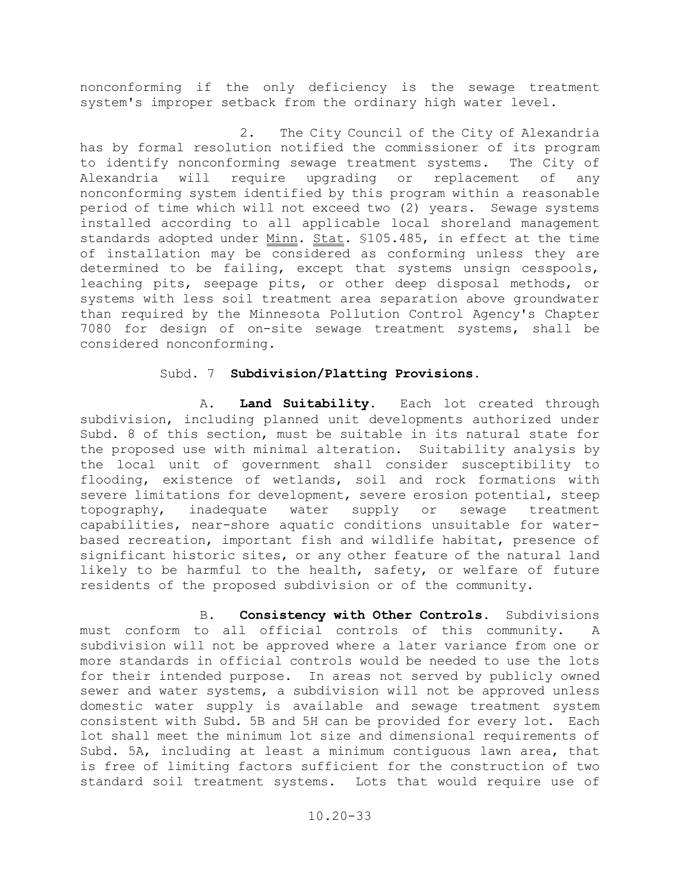nonconforming if the only deficiency is the sewage treatment system's improper setback from the ordinary high water level.

2. The City Council of the City of Alexandria has by formal resolution notified the commissioner of its program to identify nonconforming sewage treatment systems. The City of Alexandria will require upgrading or replacement of any nonconforming system identified by this program within a reasonable period of time which will not exceed two (2) years. Sewage systems installed according to all applicable local shoreland management standards adopted under Minn. Stat. §105.485, in effect at the time of installation may be considered as conforming unless they are determined to be failing, except that systems unsign cesspools, leaching pits, seepage pits, or other deep disposal methods, or systems with less soil treatment area separation above groundwater than required by the Minnesota Pollution Control Agency's Chapter 7080 for design of on-site sewage treatment systems, shall be considered nonconforming.

Subd. 7 **Subdivision/Platting Provisions.**

A. **Land Suitability.** Each lot created through subdivision, including planned unit developments authorized under Subd. 8 of this section, must be suitable in its natural state for the proposed use with minimal alteration. Suitability analysis by the local unit of government shall consider susceptibility to flooding, existence of wetlands, soil and rock formations with severe limitations for development, severe erosion potential, steep topography, inadequate water supply or sewage treatment capabilities, near-shore aquatic conditions unsuitable for water-based recreation, important fish and wildlife habitat, presence of significant historic sites, or any other feature of the natural land likely to be harmful to the health, safety, or welfare of future residents of the proposed subdivision or of the community.

B. **Consistency with Other Controls.** Subdivisions must conform to all official controls of this community. A subdivision will not be approved where a later variance from one or more standards in official controls would be needed to use the lots for their intended purpose. In areas not served by publicly owned sewer and water systems, a subdivision will not be approved unless domestic water supply is available and sewage treatment system consistent with Subd. 5B and 5H can be provided for every lot. Each lot shall meet the minimum lot size and dimensional requirements of Subd. 5A, including at least a minimum contiguous lawn area, that is free of limiting factors sufficient for the construction of two standard soil treatment systems. Lots that would require use of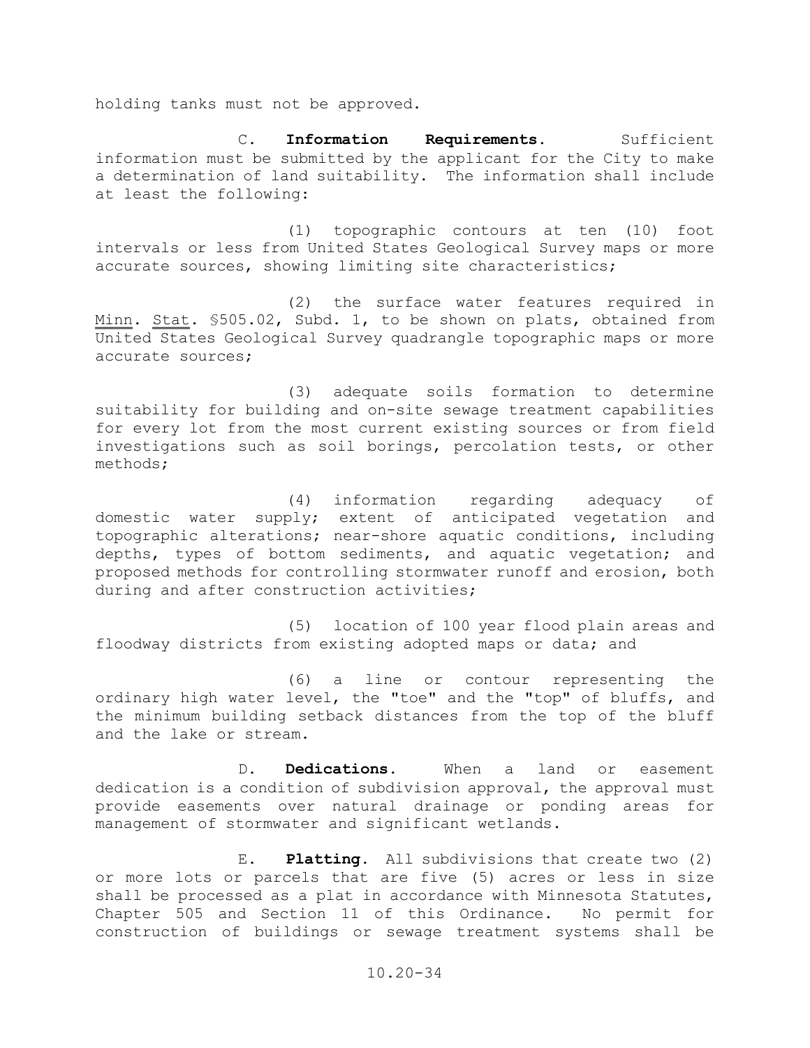holding tanks must not be approved.

C. **Information Requirements.** Sufficient information must be submitted by the applicant for the City to make a determination of land suitability. The information shall include at least the following:

(1) topographic contours at ten (10) foot intervals or less from United States Geological Survey maps or more accurate sources, showing limiting site characteristics;

(2) the surface water features required in Minn. Stat. §505.02, Subd. 1, to be shown on plats, obtained from United States Geological Survey quadrangle topographic maps or more accurate sources;

(3) adequate soils formation to determine suitability for building and on-site sewage treatment capabilities for every lot from the most current existing sources or from field investigations such as soil borings, percolation tests, or other methods;

(4) information regarding adequacy of domestic water supply; extent of anticipated vegetation and topographic alterations; near-shore aquatic conditions, including depths, types of bottom sediments, and aquatic vegetation; and proposed methods for controlling stormwater runoff and erosion, both during and after construction activities;

(5) location of 100 year flood plain areas and floodway districts from existing adopted maps or data; and

(6) a line or contour representing the ordinary high water level, the "toe" and the "top" of bluffs, and the minimum building setback distances from the top of the bluff and the lake or stream.

D. **Dedications.** When a land or easement dedication is a condition of subdivision approval, the approval must provide easements over natural drainage or ponding areas for management of stormwater and significant wetlands.

E. **Platting.** All subdivisions that create two (2) or more lots or parcels that are five (5) acres or less in size shall be processed as a plat in accordance with Minnesota Statutes, Chapter 505 and Section 11 of this Ordinance. No permit for construction of buildings or sewage treatment systems shall be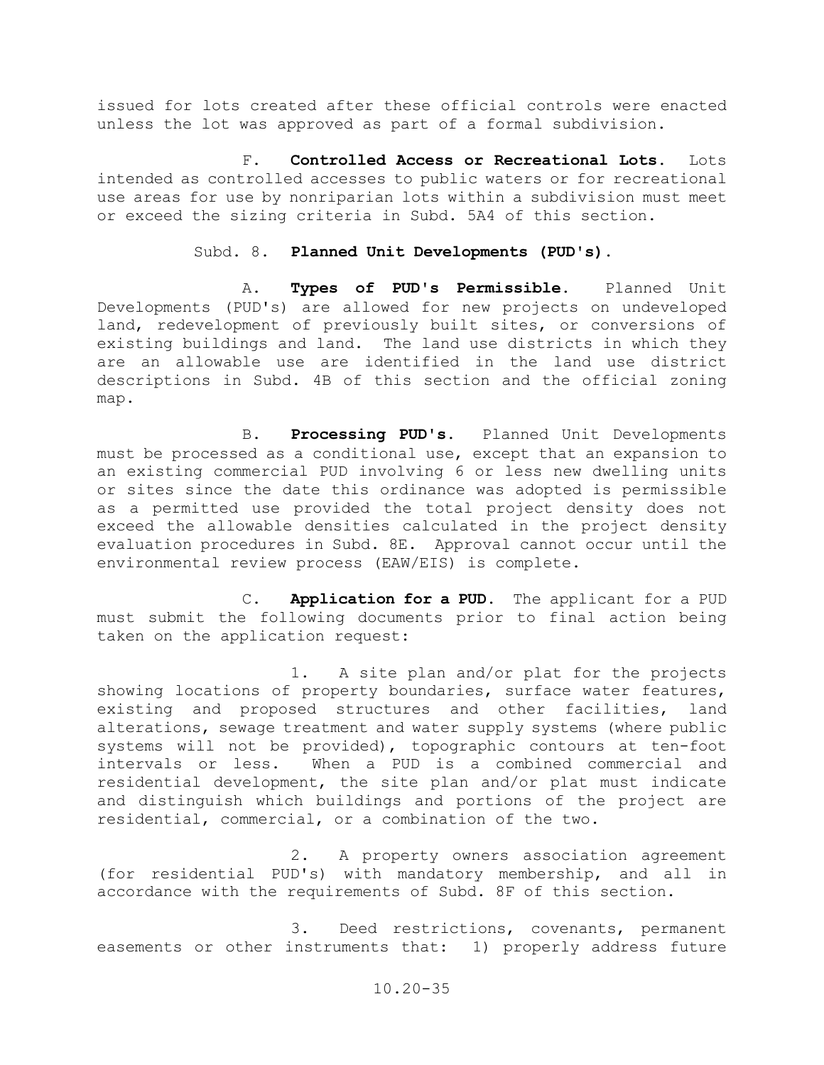issued for lots created after these official controls were enacted unless the lot was approved as part of a formal subdivision.

F. **Controlled Access or Recreational Lots.** Lots intended as controlled accesses to public waters or for recreational use areas for use by nonriparian lots within a subdivision must meet or exceed the sizing criteria in Subd. 5A4 of this section.

Subd. 8. **Planned Unit Developments (PUD's).**

A. **Types of PUD's Permissible.** Planned Unit Developments (PUD's) are allowed for new projects on undeveloped land, redevelopment of previously built sites, or conversions of existing buildings and land. The land use districts in which they are an allowable use are identified in the land use district descriptions in Subd. 4B of this section and the official zoning map.

B. **Processing PUD's.** Planned Unit Developments must be processed as a conditional use, except that an expansion to an existing commercial PUD involving 6 or less new dwelling units or sites since the date this ordinance was adopted is permissible as a permitted use provided the total project density does not exceed the allowable densities calculated in the project density evaluation procedures in Subd. 8E. Approval cannot occur until the environmental review process (EAW/EIS) is complete.

C. **Application for a PUD.** The applicant for a PUD must submit the following documents prior to final action being taken on the application request:

1. A site plan and/or plat for the projects showing locations of property boundaries, surface water features, existing and proposed structures and other facilities, land alterations, sewage treatment and water supply systems (where public systems will not be provided), topographic contours at ten-foot intervals or less. When a PUD is a combined commercial and residential development, the site plan and/or plat must indicate and distinguish which buildings and portions of the project are residential, commercial, or a combination of the two.

2. A property owners association agreement (for residential PUD's) with mandatory membership, and all in accordance with the requirements of Subd. 8F of this section.

3. Deed restrictions, covenants, permanent easements or other instruments that: 1) properly address future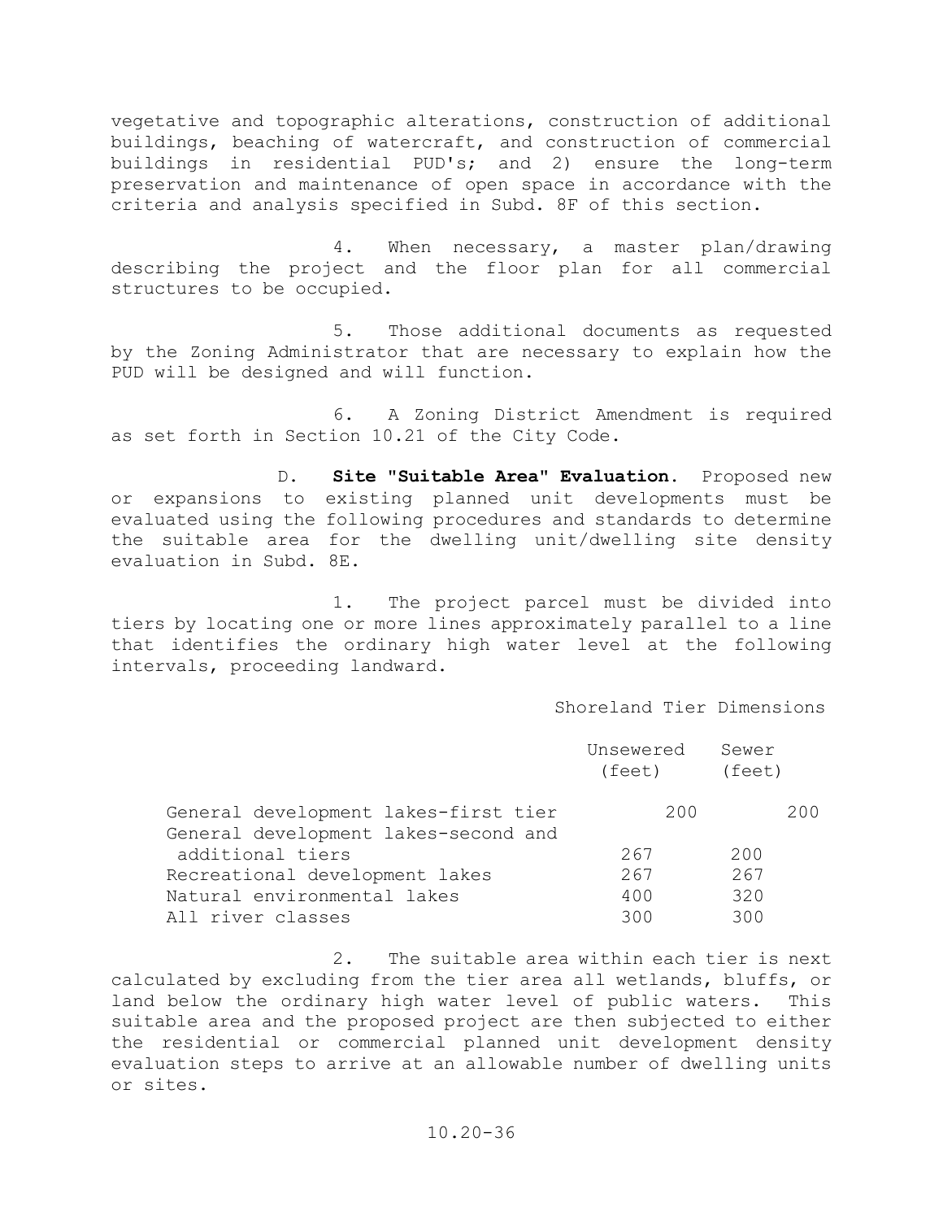vegetative and topographic alterations, construction of additional buildings, beaching of watercraft, and construction of commercial buildings in residential PUD's; and 2) ensure the long-term preservation and maintenance of open space in accordance with the criteria and analysis specified in Subd. 8F of this section.

4. When necessary, a master plan/drawing describing the project and the floor plan for all commercial structures to be occupied.

5. Those additional documents as requested by the Zoning Administrator that are necessary to explain how the PUD will be designed and will function.

6. A Zoning District Amendment is required as set forth in Section 10.21 of the City Code.

D. **Site "Suitable Area" Evaluation.** Proposed new or expansions to existing planned unit developments must be evaluated using the following procedures and standards to determine the suitable area for the dwelling unit/dwelling site density evaluation in Subd. 8E.

1. The project parcel must be divided into tiers by locating one or more lines approximately parallel to a line that identifies the ordinary high water level at the following intervals, proceeding landward.

Shoreland Tier Dimensions

| | Unsewered (feet) | Sewer (feet) |
|---|---|---|
| General development lakes-first tier | 200 | 200 |
| General development lakes-second and additional tiers | 267 | 200 |
| Recreational development lakes | 267 | 267 |
| Natural environmental lakes | 400 | 320 |
| All river classes | 300 | 300 |

2. The suitable area within each tier is next calculated by excluding from the tier area all wetlands, bluffs, or land below the ordinary high water level of public waters. This suitable area and the proposed project are then subjected to either the residential or commercial planned unit development density evaluation steps to arrive at an allowable number of dwelling units or sites.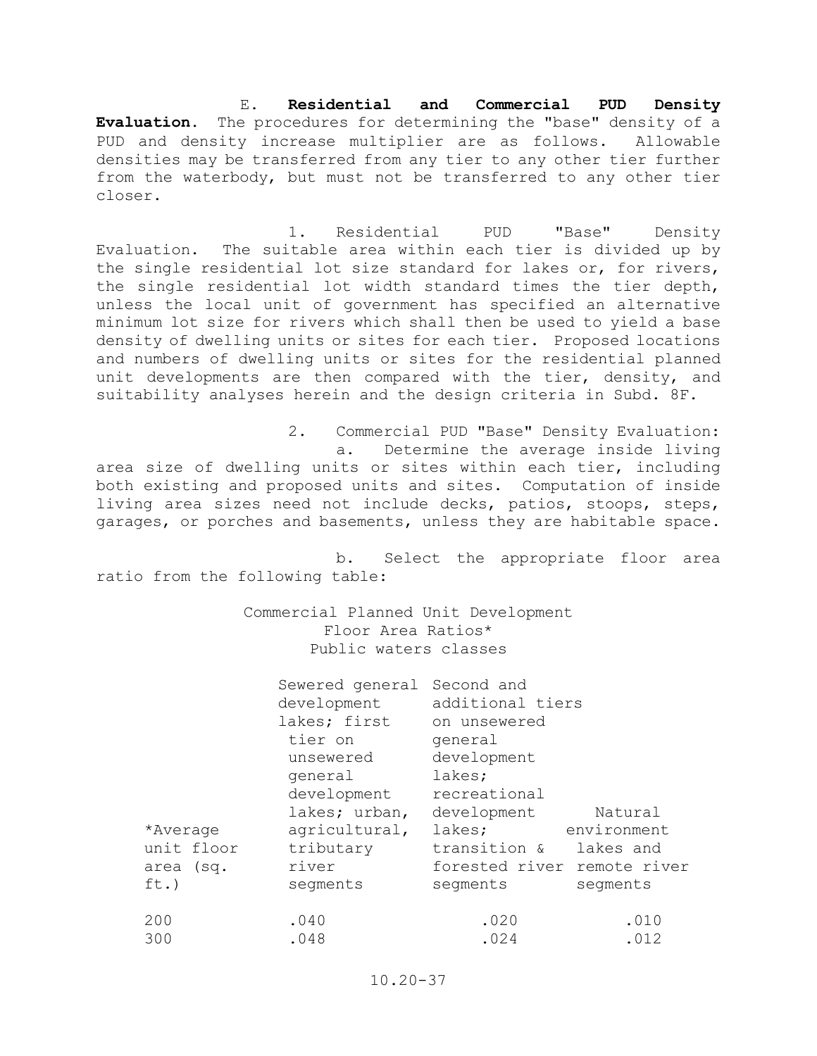E. **Residential and Commercial PUD Density Evaluation**. The procedures for determining the "base" density of a PUD and density increase multiplier are as follows. Allowable densities may be transferred from any tier to any other tier further from the waterbody, but must not be transferred to any other tier closer.

1. Residential PUD "Base" Density Evaluation. The suitable area within each tier is divided up by the single residential lot size standard for lakes or, for rivers, the single residential lot width standard times the tier depth, unless the local unit of government has specified an alternative minimum lot size for rivers which shall then be used to yield a base density of dwelling units or sites for each tier. Proposed locations and numbers of dwelling units or sites for the residential planned unit developments are then compared with the tier, density, and suitability analyses herein and the design criteria in Subd. 8F.

2. Commercial PUD "Base" Density Evaluation:

a. Determine the average inside living area size of dwelling units or sites within each tier, including both existing and proposed units and sites. Computation of inside living area sizes need not include decks, patios, stoops, steps, garages, or porches and basements, unless they are habitable space.

b. Select the appropriate floor area ratio from the following table:

Commercial Planned Unit Development
Floor Area Ratios*
Public waters classes

| *Average unit floor area (sq. ft.) | Sewered general development lakes; first tier on unsewered general development lakes; urban, agricultural, tributary river segments | Second and additional tiers on unsewered general development lakes; recreational development lakes; transition & forested river segments | Natural environment lakes and remote river segments |
|---|---|---|---|
| 200 | .040 | .020 | .010 |
| 300 | .048 | .024 | .012 |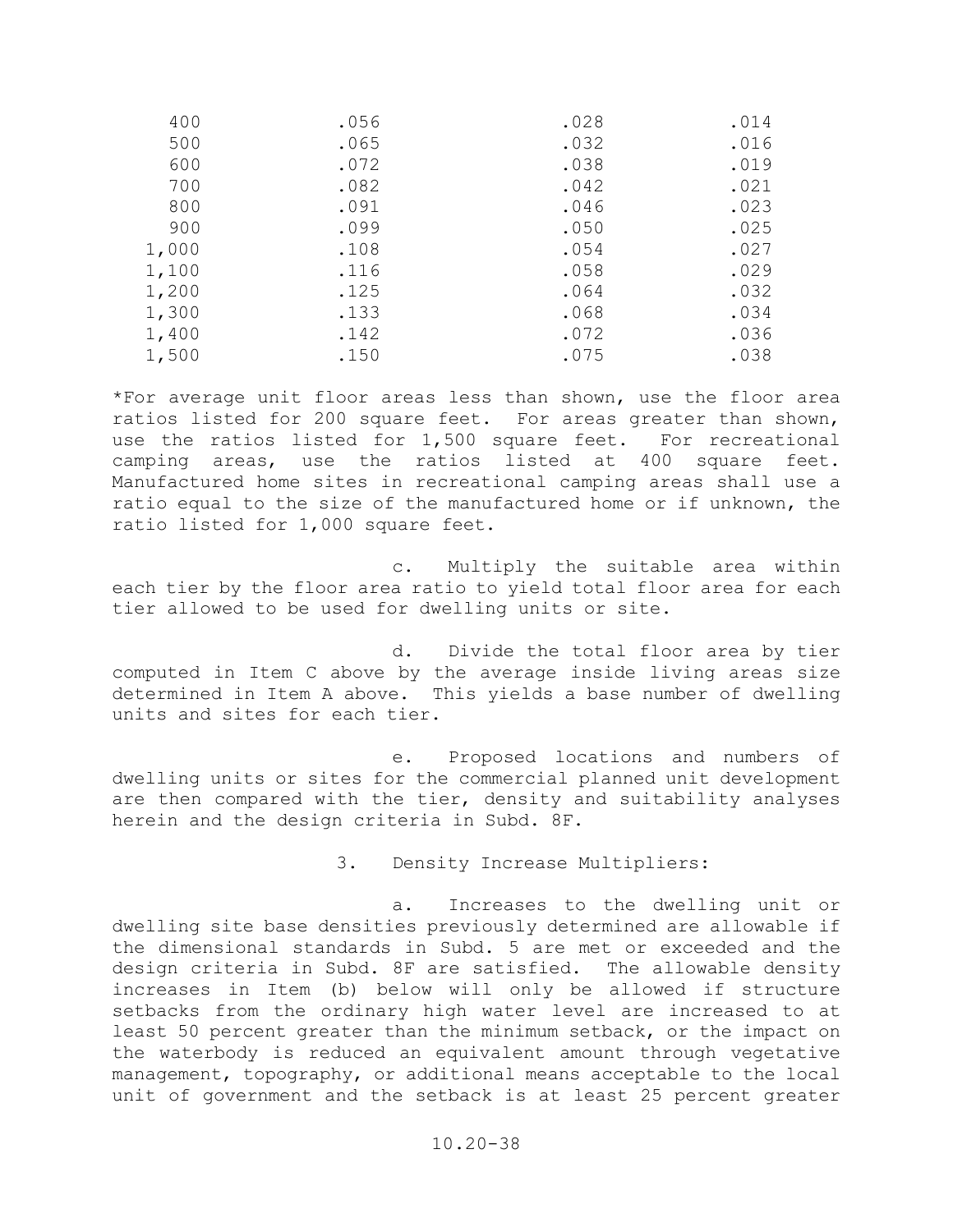| | | | |
|---|---|---|---|
| 400 | .056 | .028 | .014 |
| 500 | .065 | .032 | .016 |
| 600 | .072 | .038 | .019 |
| 700 | .082 | .042 | .021 |
| 800 | .091 | .046 | .023 |
| 900 | .099 | .050 | .025 |
| 1,000 | .108 | .054 | .027 |
| 1,100 | .116 | .058 | .029 |
| 1,200 | .125 | .064 | .032 |
| 1,300 | .133 | .068 | .034 |
| 1,400 | .142 | .072 | .036 |
| 1,500 | .150 | .075 | .038 |

*For average unit floor areas less than shown, use the floor area ratios listed for 200 square feet. For areas greater than shown, use the ratios listed for 1,500 square feet. For recreational camping areas, use the ratios listed at 400 square feet. Manufactured home sites in recreational camping areas shall use a ratio equal to the size of the manufactured home or if unknown, the ratio listed for 1,000 square feet.

c. Multiply the suitable area within each tier by the floor area ratio to yield total floor area for each tier allowed to be used for dwelling units or site.

d. Divide the total floor area by tier computed in Item C above by the average inside living areas size determined in Item A above. This yields a base number of dwelling units and sites for each tier.

e. Proposed locations and numbers of dwelling units or sites for the commercial planned unit development are then compared with the tier, density and suitability analyses herein and the design criteria in Subd. 8F.

3. Density Increase Multipliers:

a. Increases to the dwelling unit or dwelling site base densities previously determined are allowable if the dimensional standards in Subd. 5 are met or exceeded and the design criteria in Subd. 8F are satisfied. The allowable density increases in Item (b) below will only be allowed if structure setbacks from the ordinary high water level are increased to at least 50 percent greater than the minimum setback, or the impact on the waterbody is reduced an equivalent amount through vegetative management, topography, or additional means acceptable to the local unit of government and the setback is at least 25 percent greater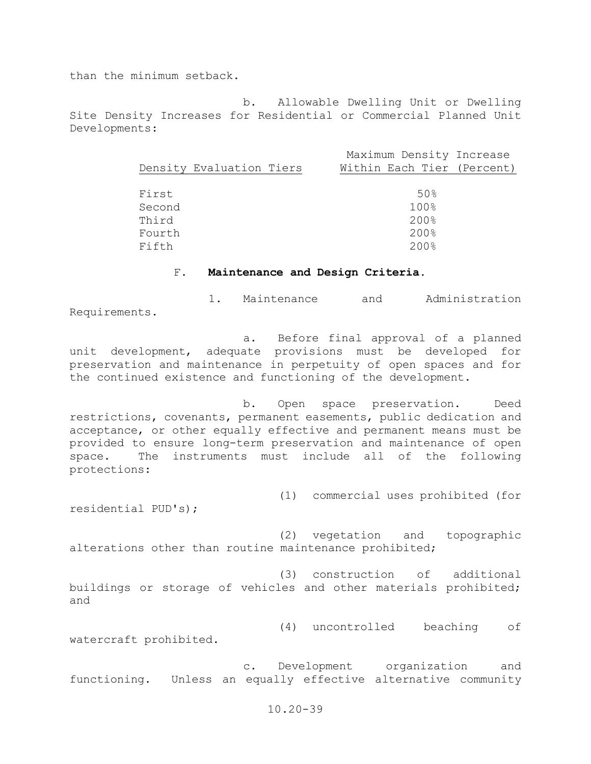than the minimum setback.

b. Allowable Dwelling Unit or Dwelling Site Density Increases for Residential or Commercial Planned Unit Developments:

| Density Evaluation Tiers | Maximum Density Increase Within Each Tier (Percent) |
|---|---|
| First | 50% |
| Second | 100% |
| Third | 200% |
| Fourth | 200% |
| Fifth | 200% |

F. **Maintenance and Design Criteria.**

1. Maintenance and Administration Requirements.

a. Before final approval of a planned unit development, adequate provisions must be developed for preservation and maintenance in perpetuity of open spaces and for the continued existence and functioning of the development.

b. Open space preservation. Deed restrictions, covenants, permanent easements, public dedication and acceptance, or other equally effective and permanent means must be provided to ensure long-term preservation and maintenance of open space. The instruments must include all of the following protections:

(1) commercial uses prohibited (for residential PUD's);

(2) vegetation and topographic alterations other than routine maintenance prohibited;

(3) construction of additional buildings or storage of vehicles and other materials prohibited; and

(4) uncontrolled beaching of watercraft prohibited.

c. Development organization and functioning. Unless an equally effective alternative community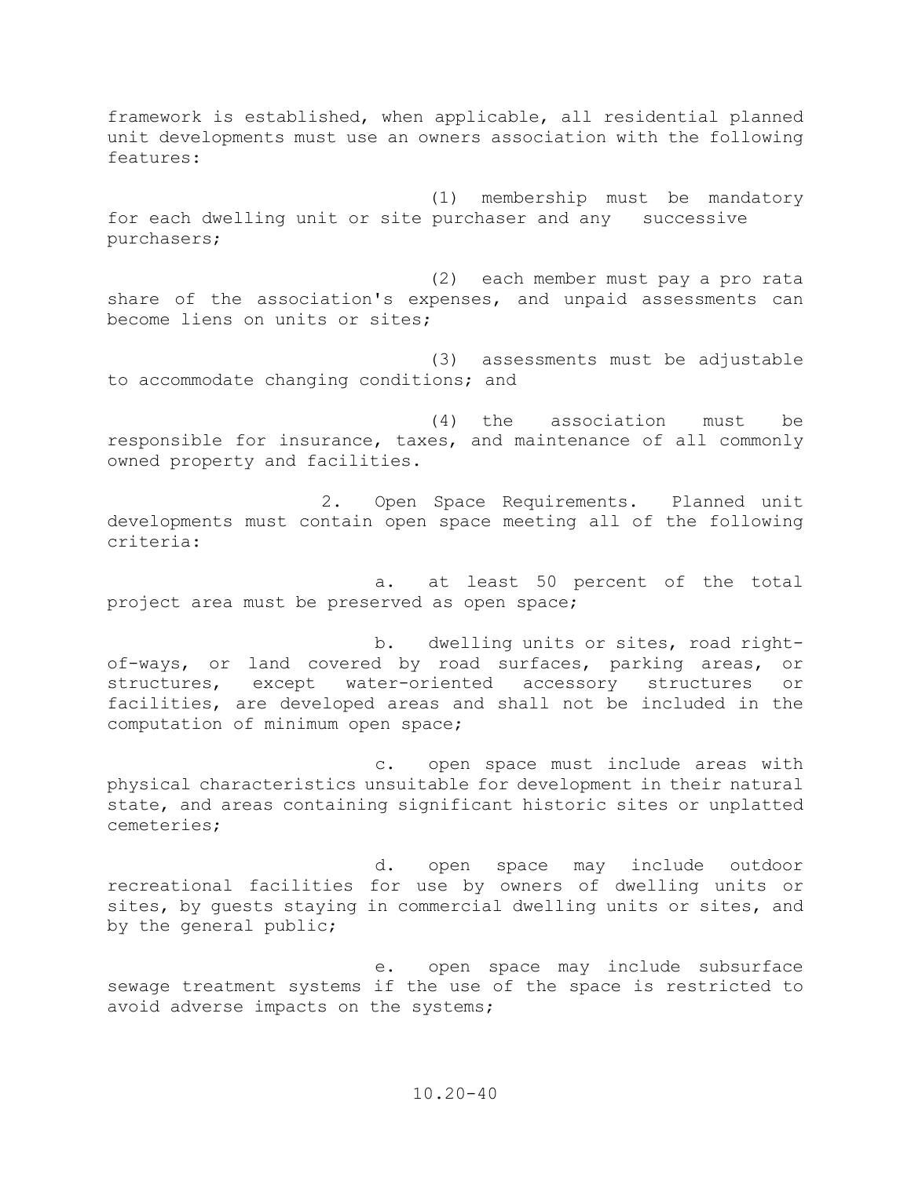framework is established, when applicable, all residential planned unit developments must use an owners association with the following features:

(1) membership must be mandatory for each dwelling unit or site purchaser and any successive purchasers;

(2) each member must pay a pro rata share of the association's expenses, and unpaid assessments can become liens on units or sites;

(3) assessments must be adjustable to accommodate changing conditions; and

(4) the association must be responsible for insurance, taxes, and maintenance of all commonly owned property and facilities.

2. Open Space Requirements. Planned unit developments must contain open space meeting all of the following criteria:

a. at least 50 percent of the total project area must be preserved as open space;

b. dwelling units or sites, road right-of-ways, or land covered by road surfaces, parking areas, or structures, except water-oriented accessory structures or facilities, are developed areas and shall not be included in the computation of minimum open space;

c. open space must include areas with physical characteristics unsuitable for development in their natural state, and areas containing significant historic sites or unplatted cemeteries;

d. open space may include outdoor recreational facilities for use by owners of dwelling units or sites, by guests staying in commercial dwelling units or sites, and by the general public;

e. open space may include subsurface sewage treatment systems if the use of the space is restricted to avoid adverse impacts on the systems;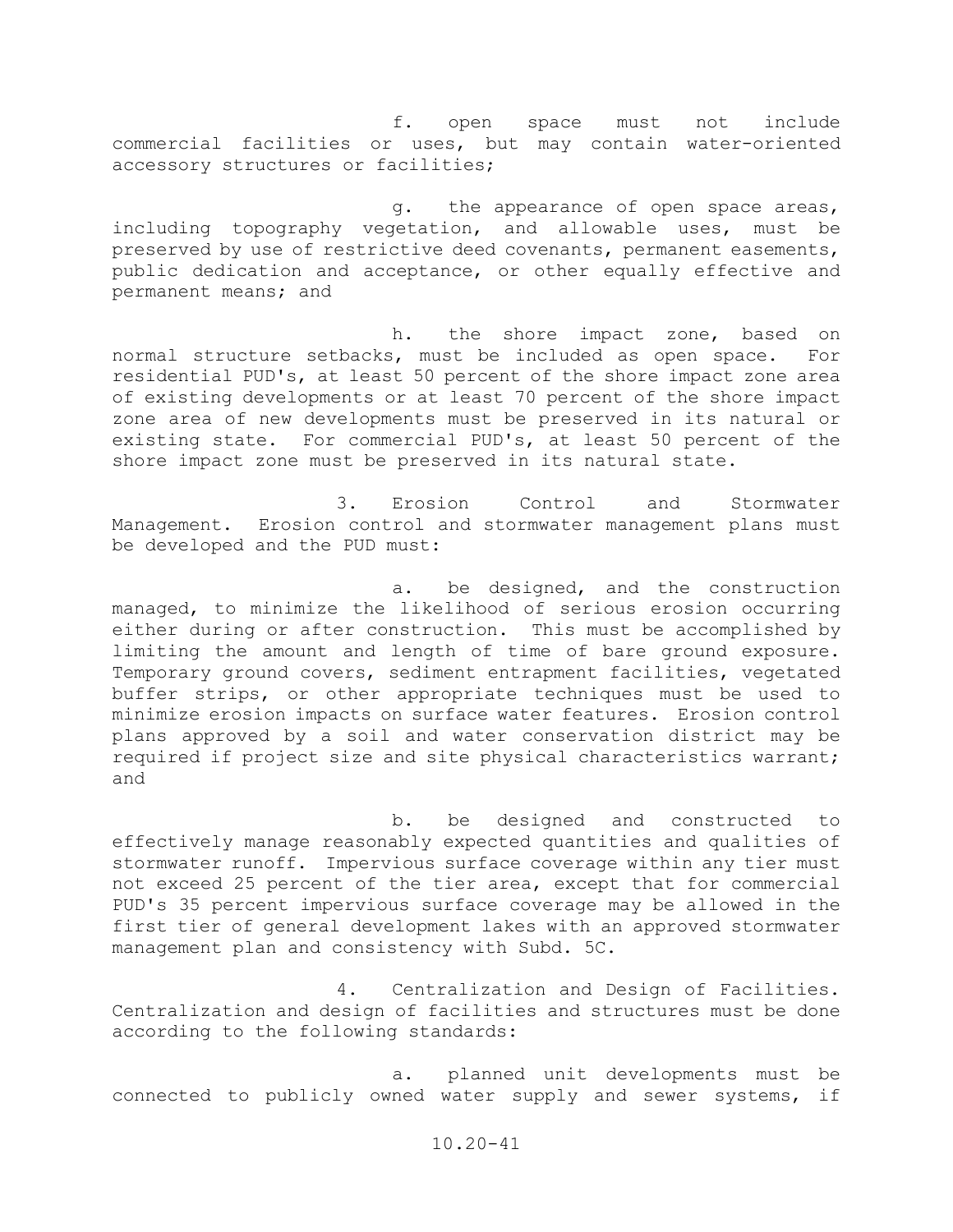f. open space must not include commercial facilities or uses, but may contain water-oriented accessory structures or facilities;

g. the appearance of open space areas, including topography vegetation, and allowable uses, must be preserved by use of restrictive deed covenants, permanent easements, public dedication and acceptance, or other equally effective and permanent means; and

h. the shore impact zone, based on normal structure setbacks, must be included as open space. For residential PUD's, at least 50 percent of the shore impact zone area of existing developments or at least 70 percent of the shore impact zone area of new developments must be preserved in its natural or existing state. For commercial PUD's, at least 50 percent of the shore impact zone must be preserved in its natural state.

3. Erosion Control and Stormwater Management. Erosion control and stormwater management plans must be developed and the PUD must:

a. be designed, and the construction managed, to minimize the likelihood of serious erosion occurring either during or after construction. This must be accomplished by limiting the amount and length of time of bare ground exposure. Temporary ground covers, sediment entrapment facilities, vegetated buffer strips, or other appropriate techniques must be used to minimize erosion impacts on surface water features. Erosion control plans approved by a soil and water conservation district may be required if project size and site physical characteristics warrant; and

b. be designed and constructed to effectively manage reasonably expected quantities and qualities of stormwater runoff. Impervious surface coverage within any tier must not exceed 25 percent of the tier area, except that for commercial PUD's 35 percent impervious surface coverage may be allowed in the first tier of general development lakes with an approved stormwater management plan and consistency with Subd. 5C.

4. Centralization and Design of Facilities. Centralization and design of facilities and structures must be done according to the following standards:

a. planned unit developments must be connected to publicly owned water supply and sewer systems, if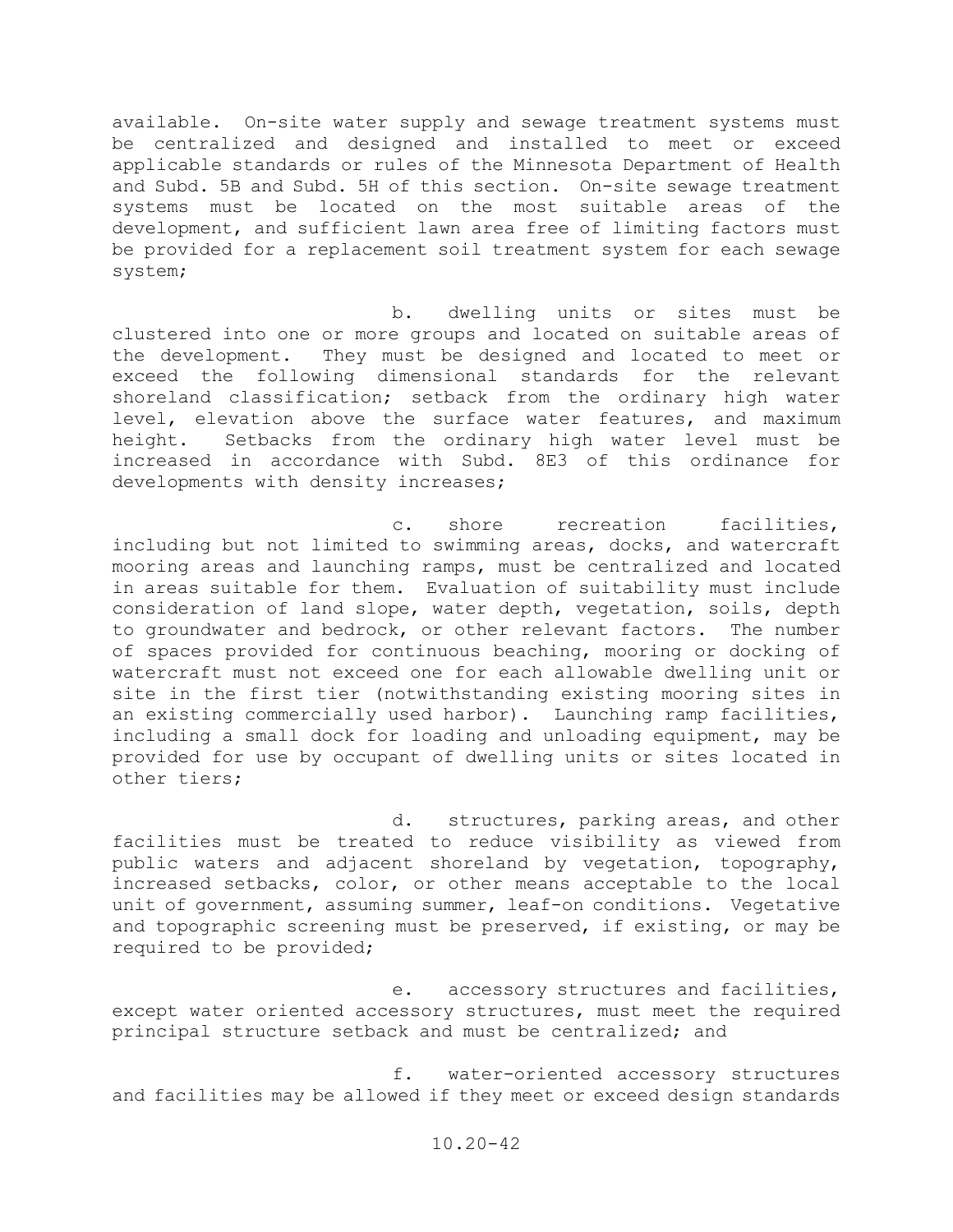available. On-site water supply and sewage treatment systems must be centralized and designed and installed to meet or exceed applicable standards or rules of the Minnesota Department of Health and Subd. 5B and Subd. 5H of this section. On-site sewage treatment systems must be located on the most suitable areas of the development, and sufficient lawn area free of limiting factors must be provided for a replacement soil treatment system for each sewage system;

b. dwelling units or sites must be clustered into one or more groups and located on suitable areas of the development. They must be designed and located to meet or exceed the following dimensional standards for the relevant shoreland classification; setback from the ordinary high water level, elevation above the surface water features, and maximum height. Setbacks from the ordinary high water level must be increased in accordance with Subd. 8E3 of this ordinance for developments with density increases;

c. shore recreation facilities, including but not limited to swimming areas, docks, and watercraft mooring areas and launching ramps, must be centralized and located in areas suitable for them. Evaluation of suitability must include consideration of land slope, water depth, vegetation, soils, depth to groundwater and bedrock, or other relevant factors. The number of spaces provided for continuous beaching, mooring or docking of watercraft must not exceed one for each allowable dwelling unit or site in the first tier (notwithstanding existing mooring sites in an existing commercially used harbor). Launching ramp facilities, including a small dock for loading and unloading equipment, may be provided for use by occupant of dwelling units or sites located in other tiers;

d. structures, parking areas, and other facilities must be treated to reduce visibility as viewed from public waters and adjacent shoreland by vegetation, topography, increased setbacks, color, or other means acceptable to the local unit of government, assuming summer, leaf-on conditions. Vegetative and topographic screening must be preserved, if existing, or may be required to be provided;

e. accessory structures and facilities, except water oriented accessory structures, must meet the required principal structure setback and must be centralized; and

f. water-oriented accessory structures and facilities may be allowed if they meet or exceed design standards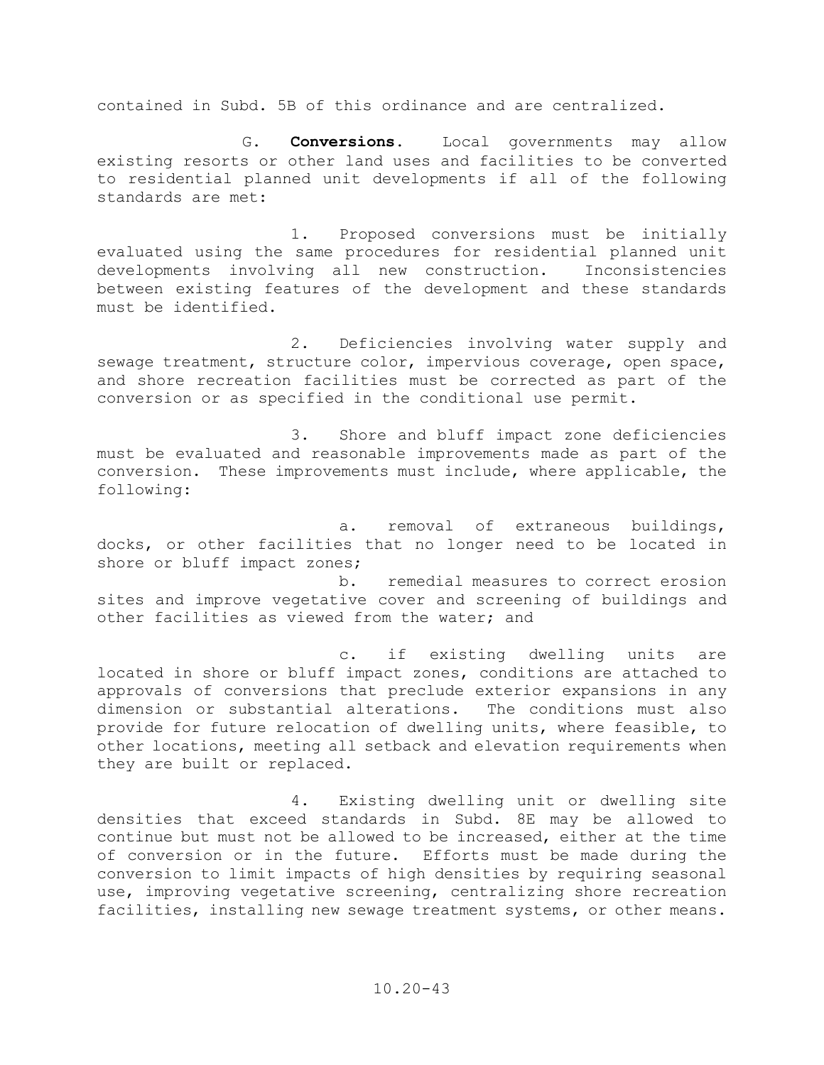contained in Subd. 5B of this ordinance and are centralized.

G. **Conversions.** Local governments may allow existing resorts or other land uses and facilities to be converted to residential planned unit developments if all of the following standards are met:

1. Proposed conversions must be initially evaluated using the same procedures for residential planned unit developments involving all new construction. Inconsistencies between existing features of the development and these standards must be identified.

2. Deficiencies involving water supply and sewage treatment, structure color, impervious coverage, open space, and shore recreation facilities must be corrected as part of the conversion or as specified in the conditional use permit.

3. Shore and bluff impact zone deficiencies must be evaluated and reasonable improvements made as part of the conversion. These improvements must include, where applicable, the following:

a. removal of extraneous buildings, docks, or other facilities that no longer need to be located in shore or bluff impact zones;

b. remedial measures to correct erosion sites and improve vegetative cover and screening of buildings and other facilities as viewed from the water; and

c. if existing dwelling units are located in shore or bluff impact zones, conditions are attached to approvals of conversions that preclude exterior expansions in any dimension or substantial alterations. The conditions must also provide for future relocation of dwelling units, where feasible, to other locations, meeting all setback and elevation requirements when they are built or replaced.

4. Existing dwelling unit or dwelling site densities that exceed standards in Subd. 8E may be allowed to continue but must not be allowed to be increased, either at the time of conversion or in the future. Efforts must be made during the conversion to limit impacts of high densities by requiring seasonal use, improving vegetative screening, centralizing shore recreation facilities, installing new sewage treatment systems, or other means.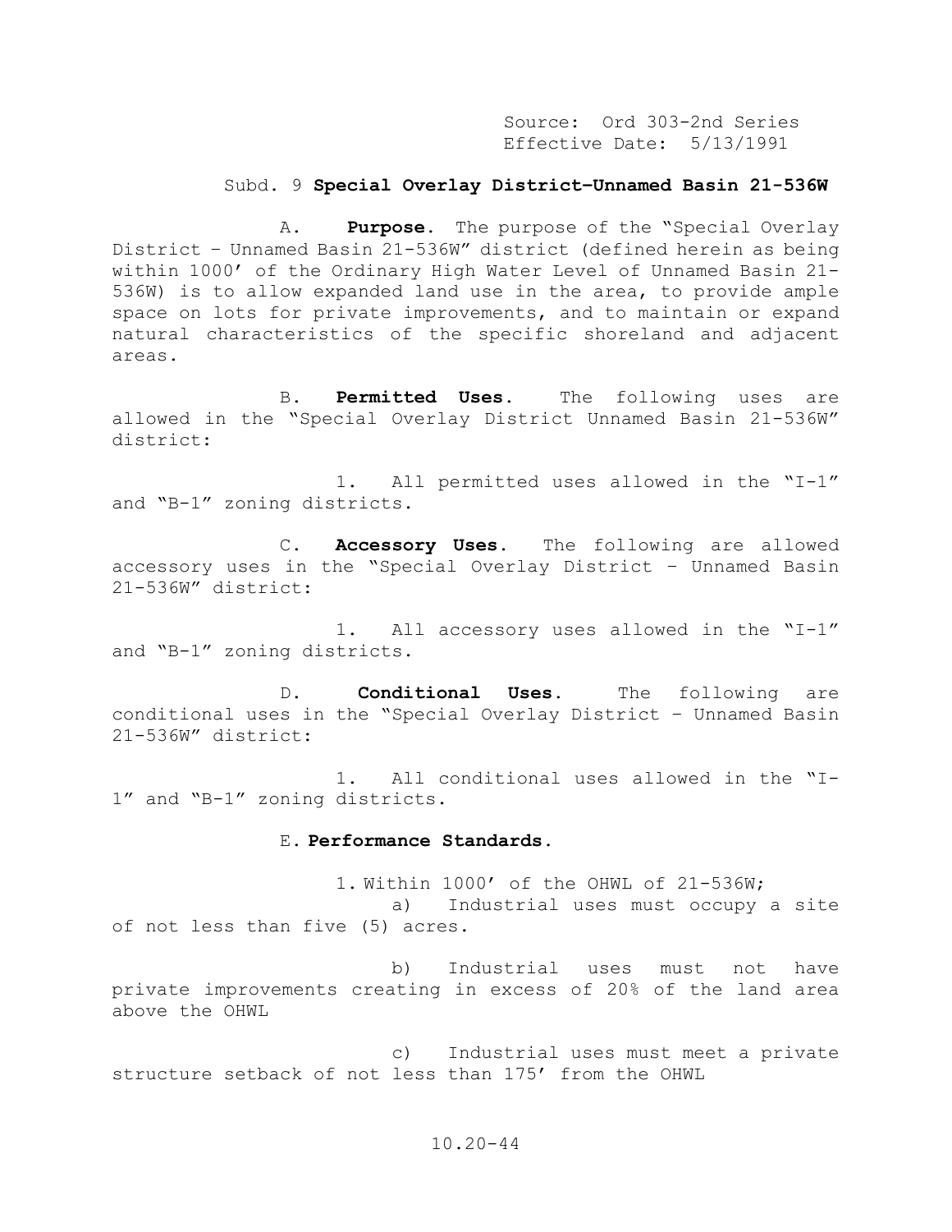Source: Ord 303-2nd Series
Effective Date: 5/13/1991

Subd. 9 **Special Overlay District–Unnamed Basin 21-536W**

A. **Purpose.** The purpose of the "Special Overlay District – Unnamed Basin 21-536W" district (defined herein as being within 1000' of the Ordinary High Water Level of Unnamed Basin 21-536W) is to allow expanded land use in the area, to provide ample space on lots for private improvements, and to maintain or expand natural characteristics of the specific shoreland and adjacent areas.

B. **Permitted Uses.** The following uses are allowed in the "Special Overlay District Unnamed Basin 21-536W" district:

1. All permitted uses allowed in the "I-1" and "B-1" zoning districts.

C. **Accessory Uses.** The following are allowed accessory uses in the "Special Overlay District – Unnamed Basin 21-536W" district:

1. All accessory uses allowed in the "I-1" and "B-1" zoning districts.

D. **Conditional Uses.** The following are conditional uses in the "Special Overlay District – Unnamed Basin 21-536W" district:

1. All conditional uses allowed in the "I-1" and "B-1" zoning districts.

E. **Performance Standards.**

1. Within 1000' of the OHWL of 21-536W;

a) Industrial uses must occupy a site of not less than five (5) acres.

b) Industrial uses must not have private improvements creating in excess of 20% of the land area above the OHWL

c) Industrial uses must meet a private structure setback of not less than 175' from the OHWL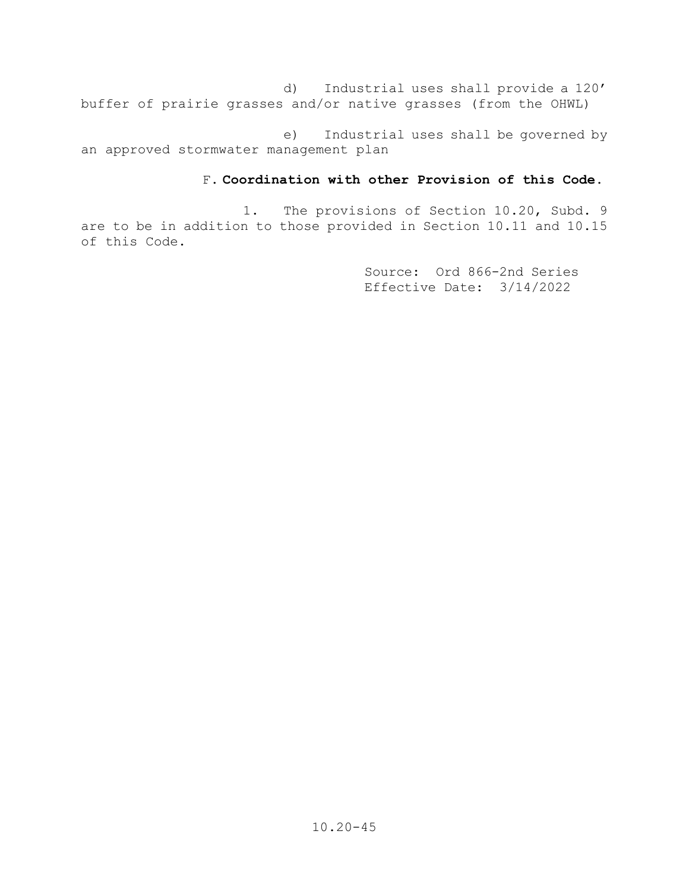d) Industrial uses shall provide a 120' buffer of prairie grasses and/or native grasses (from the OHWL)

e) Industrial uses shall be governed by an approved stormwater management plan

F. **Coordination with other Provision of this Code.**

1. The provisions of Section 10.20, Subd. 9 are to be in addition to those provided in Section 10.11 and 10.15 of this Code.

Source: Ord 866-2nd Series
Effective Date: 3/14/2022